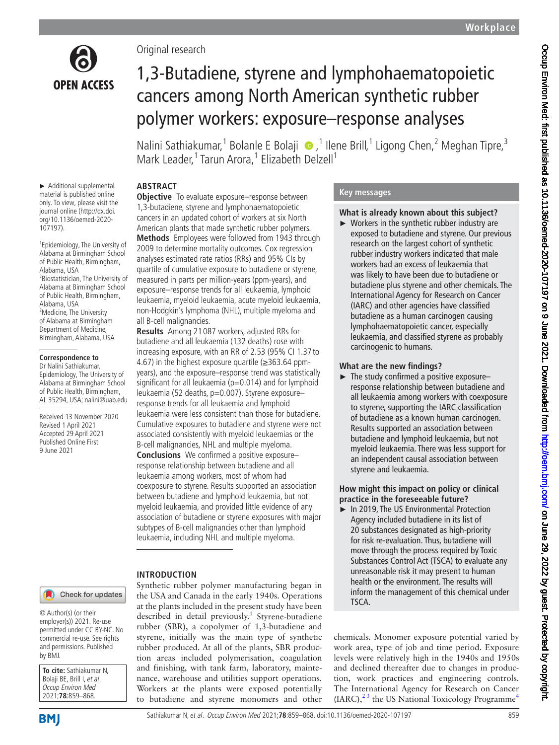Original research

# 1,3-Butadiene, styrene and lymphohaematopoietic cancers among North American synthetic rubber polymer workers: exposure–response analyses

Nalini Sathiakumar,[1] Bolanle E Bolaji,[1] Ilene Brill,[1] Ligong Chen,[2] Meghan Tipre,[3] Mark Leader,[1] Tarun Arora,[1] Elizabeth Delzell[1]

► Additional supplemental material is published online only. To view, please visit the journal online (http://dx.doi.org/10.1136/oemed-2020-107197).

[1]Epidemiology, The University of Alabama at Birmingham School of Public Health, Birmingham, Alabama, USA
[2]Biostatistician, The University of Alabama at Birmingham School of Public Health, Birmingham, Alabama, USA
[3]Medicine, The University of Alabama at Birmingham Department of Medicine, Birmingham, Alabama, USA

**Correspondence to**
Dr Nalini Sathiakumar, Epidemiology, The University of Alabama at Birmingham School of Public Health, Birmingham, AL 35294, USA; nalini@uab.edu

Received 13 November 2020
Revised 1 April 2021
Accepted 29 April 2021
Published Online First 9 June 2021

© Author(s) (or their employer(s)) 2021. Re-use permitted under CC BY-NC. No commercial re-use. See rights and permissions. Published by BMJ.

**To cite:** Sathiakumar N, Bolaji BE, Brill I, *et al*. *Occup Environ Med* 2021;**78**:859–868.

## ABSTRACT

**Objective** To evaluate exposure–response between 1,3-butadiene, styrene and lymphohaematopoietic cancers in an updated cohort of workers at six North American plants that made synthetic rubber polymers.

**Methods** Employees were followed from 1943 through 2009 to determine mortality outcomes. Cox regression analyses estimated rate ratios (RRs) and 95% CIs by quartile of cumulative exposure to butadiene or styrene, measured in parts per million-years (ppm-years), and exposure–response trends for all leukaemia, lymphoid leukaemia, myeloid leukaemia, acute myeloid leukaemia, non-Hodgkin's lymphoma (NHL), multiple myeloma and all B-cell malignancies.

**Results** Among 21 087 workers, adjusted RRs for butadiene and all leukaemia (132 deaths) rose with increasing exposure, with an RR of 2.53 (95% CI 1.37 to 4.67) in the highest exposure quartile (≥363.64 ppm-years), and the exposure–response trend was statistically significant for all leukaemia (p=0.014) and for lymphoid leukaemia (52 deaths, p=0.007). Styrene exposure–response trends for all leukaemia and lymphoid leukaemia were less consistent than those for butadiene. Cumulative exposures to butadiene and styrene were not associated consistently with myeloid leukaemias or the B-cell malignancies, NHL and multiple myeloma.

**Conclusions** We confirmed a positive exposure–response relationship between butadiene and all leukaemia among workers, most of whom had coexposure to styrene. Results supported an association between butadiene and lymphoid leukaemia, but not myeloid leukaemia, and provided little evidence of any association of butadiene or styrene exposures with major subtypes of B-cell malignancies other than lymphoid leukaemia, including NHL and multiple myeloma.

## Key messages

**What is already known about this subject?**

► Workers in the synthetic rubber industry are exposed to butadiene and styrene. Our previous research on the largest cohort of synthetic rubber industry workers indicated that male workers had an excess of leukaemia that was likely to have been due to butadiene or butadiene plus styrene and other chemicals. The International Agency for Research on Cancer (IARC) and other agencies have classified butadiene as a human carcinogen causing lymphohaematopoietic cancer, especially leukaemia, and classified styrene as probably carcinogenic to humans.

**What are the new findings?**

► The study confirmed a positive exposure–response relationship between butadiene and all leukaemia among workers with coexposure to styrene, supporting the IARC classification of butadiene as a known human carcinogen. Results supported an association between butadiene and lymphoid leukaemia, but not myeloid leukaemia. There was less support for an independent causal association between styrene and leukaemia.

**How might this impact on policy or clinical practice in the foreseeable future?**

► In 2019, The US Environmental Protection Agency included butadiene in its list of 20 substances designated as high-priority for risk re-evaluation. Thus, butadiene will move through the process required by Toxic Substances Control Act (TSCA) to evaluate any unreasonable risk it may present to human health or the environment. The results will inform the management of this chemical under TSCA.

## INTRODUCTION

Synthetic rubber polymer manufacturing began in the USA and Canada in the early 1940s. Operations at the plants included in the present study have been described in detail previously.[1] Styrene-butadiene rubber (SBR), a copolymer of 1,3-butadiene and styrene, initially was the main type of synthetic rubber produced. At all of the plants, SBR production areas included polymerisation, coagulation and finishing, with tank farm, laboratory, maintenance, warehouse and utilities support operations. Workers at the plants were exposed potentially to butadiene and styrene monomers and other chemicals. Monomer exposure potential varied by work area, type of job and time period. Exposure levels were relatively high in the 1940s and 1950s and declined thereafter due to changes in production, work practices and engineering controls. The International Agency for Research on Cancer (IARC),[2,3] the US National Toxicology Programme[4]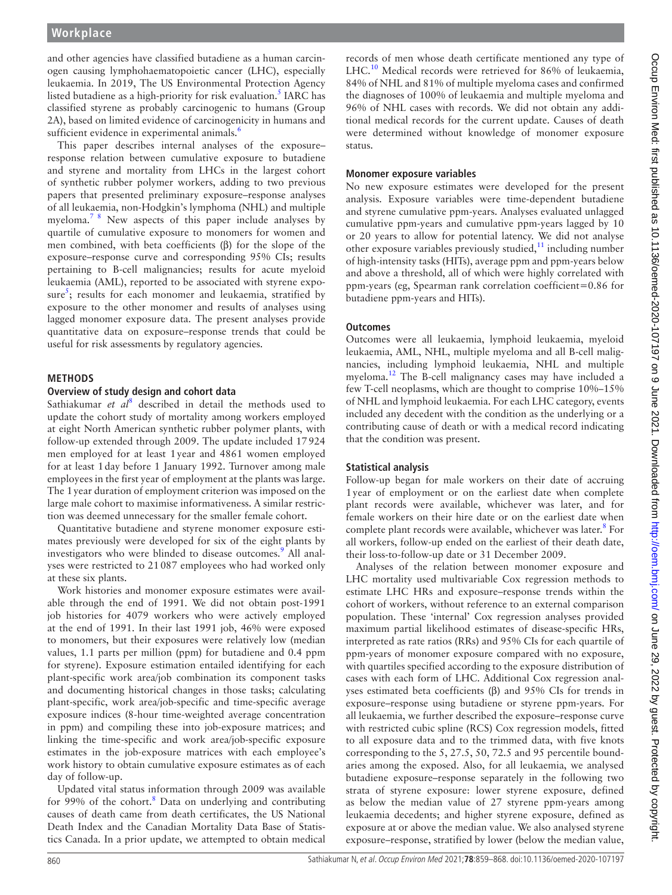and other agencies have classified butadiene as a human carcinogen causing lymphohaematopoietic cancer (LHC), especially leukaemia. In 2019, The US Environmental Protection Agency listed butadiene as a high-priority for risk evaluation.[5] IARC has classified styrene as probably carcinogenic to humans (Group 2A), based on limited evidence of carcinogenicity in humans and sufficient evidence in experimental animals.[6]

This paper describes internal analyses of the exposure–response relation between cumulative exposure to butadiene and styrene and mortality from LHCs in the largest cohort of synthetic rubber polymer workers, adding to two previous papers that presented preliminary exposure–response analyses of all leukaemia, non-Hodgkin's lymphoma (NHL) and multiple myeloma.[7,8] New aspects of this paper include analyses by quartile of cumulative exposure to monomers for women and men combined, with beta coefficients (β) for the slope of the exposure–response curve and corresponding 95% CIs; results pertaining to B-cell malignancies; results for acute myeloid leukaemia (AML), reported to be associated with styrene exposure[5]; results for each monomer and leukaemia, stratified by exposure to the other monomer and results of analyses using lagged monomer exposure data. The present analyses provide quantitative data on exposure–response trends that could be useful for risk assessments by regulatory agencies.

## METHODS

### Overview of study design and cohort data

Sathiakumar *et al*[8] described in detail the methods used to update the cohort study of mortality among workers employed at eight North American synthetic rubber polymer plants, with follow-up extended through 2009. The update included 17 924 men employed for at least 1 year and 4861 women employed for at least 1 day before 1 January 1992. Turnover among male employees in the first year of employment at the plants was large. The 1 year duration of employment criterion was imposed on the large male cohort to maximise informativeness. A similar restriction was deemed unnecessary for the smaller female cohort.

Quantitative butadiene and styrene monomer exposure estimates previously were developed for six of the eight plants by investigators who were blinded to disease outcomes.[9] All analyses were restricted to 21 087 employees who had worked only at these six plants.

Work histories and monomer exposure estimates were available through the end of 1991. We did not obtain post-1991 job histories for 4079 workers who were actively employed at the end of 1991. In their last 1991 job, 46% were exposed to monomers, but their exposures were relatively low (median values, 1.1 parts per million (ppm) for butadiene and 0.4 ppm for styrene). Exposure estimation entailed identifying for each plant-specific work area/job combination its component tasks and documenting historical changes in those tasks; calculating plant-specific, work area/job-specific and time-specific average exposure indices (8-hour time-weighted average concentration in ppm) and compiling these into job-exposure matrices; and linking the time-specific and work area/job-specific exposure estimates in the job-exposure matrices with each employee's work history to obtain cumulative exposure estimates as of each day of follow-up.

Updated vital status information through 2009 was available for 99% of the cohort.[8] Data on underlying and contributing causes of death came from death certificates, the US National Death Index and the Canadian Mortality Data Base of Statistics Canada. In a prior update, we attempted to obtain medical records of men whose death certificate mentioned any type of LHC.[10] Medical records were retrieved for 86% of leukaemia, 84% of NHL and 81% of multiple myeloma cases and confirmed the diagnoses of 100% of leukaemia and multiple myeloma and 96% of NHL cases with records. We did not obtain any additional medical records for the current update. Causes of death were determined without knowledge of monomer exposure status.

### Monomer exposure variables

No new exposure estimates were developed for the present analysis. Exposure variables were time-dependent butadiene and styrene cumulative ppm-years. Analyses evaluated unlagged cumulative ppm-years and cumulative ppm-years lagged by 10 or 20 years to allow for potential latency. We did not analyse other exposure variables previously studied,[11] including number of high-intensity tasks (HITs), average ppm and ppm-years below and above a threshold, all of which were highly correlated with ppm-years (eg, Spearman rank correlation coefficient=0.86 for butadiene ppm-years and HITs).

### Outcomes

Outcomes were all leukaemia, lymphoid leukaemia, myeloid leukaemia, AML, NHL, multiple myeloma and all B-cell malignancies, including lymphoid leukaemia, NHL and multiple myeloma.[12] The B-cell malignancy cases may have included a few T-cell neoplasms, which are thought to comprise 10%–15% of NHL and lymphoid leukaemia. For each LHC category, events included any decedent with the condition as the underlying or a contributing cause of death or with a medical record indicating that the condition was present.

### Statistical analysis

Follow-up began for male workers on their date of accruing 1 year of employment or on the earliest date when complete plant records were available, whichever was later, and for female workers on their hire date or on the earliest date when complete plant records were available, whichever was later.[8] For all workers, follow-up ended on the earliest of their death date, their loss-to-follow-up date or 31 December 2009.

Analyses of the relation between monomer exposure and LHC mortality used multivariable Cox regression methods to estimate LHC HRs and exposure–response trends within the cohort of workers, without reference to an external comparison population. These 'internal' Cox regression analyses provided maximum partial likelihood estimates of disease-specific HRs, interpreted as rate ratios (RRs) and 95% CIs for each quartile of ppm-years of monomer exposure compared with no exposure, with quartiles specified according to the exposure distribution of cases with each form of LHC. Additional Cox regression analyses estimated beta coefficients (β) and 95% CIs for trends in exposure–response using butadiene or styrene ppm-years. For all leukaemia, we further described the exposure–response curve with restricted cubic spline (RCS) Cox regression models, fitted to all exposure data and to the trimmed data, with five knots corresponding to the 5, 27.5, 50, 72.5 and 95 percentile boundaries among the exposed. Also, for all leukaemia, we analysed butadiene exposure–response separately in the following two strata of styrene exposure: lower styrene exposure, defined as below the median value of 27 styrene ppm-years among leukaemia decedents; and higher styrene exposure, defined as exposure at or above the median value. We also analysed styrene exposure–response, stratified by lower (below the median value,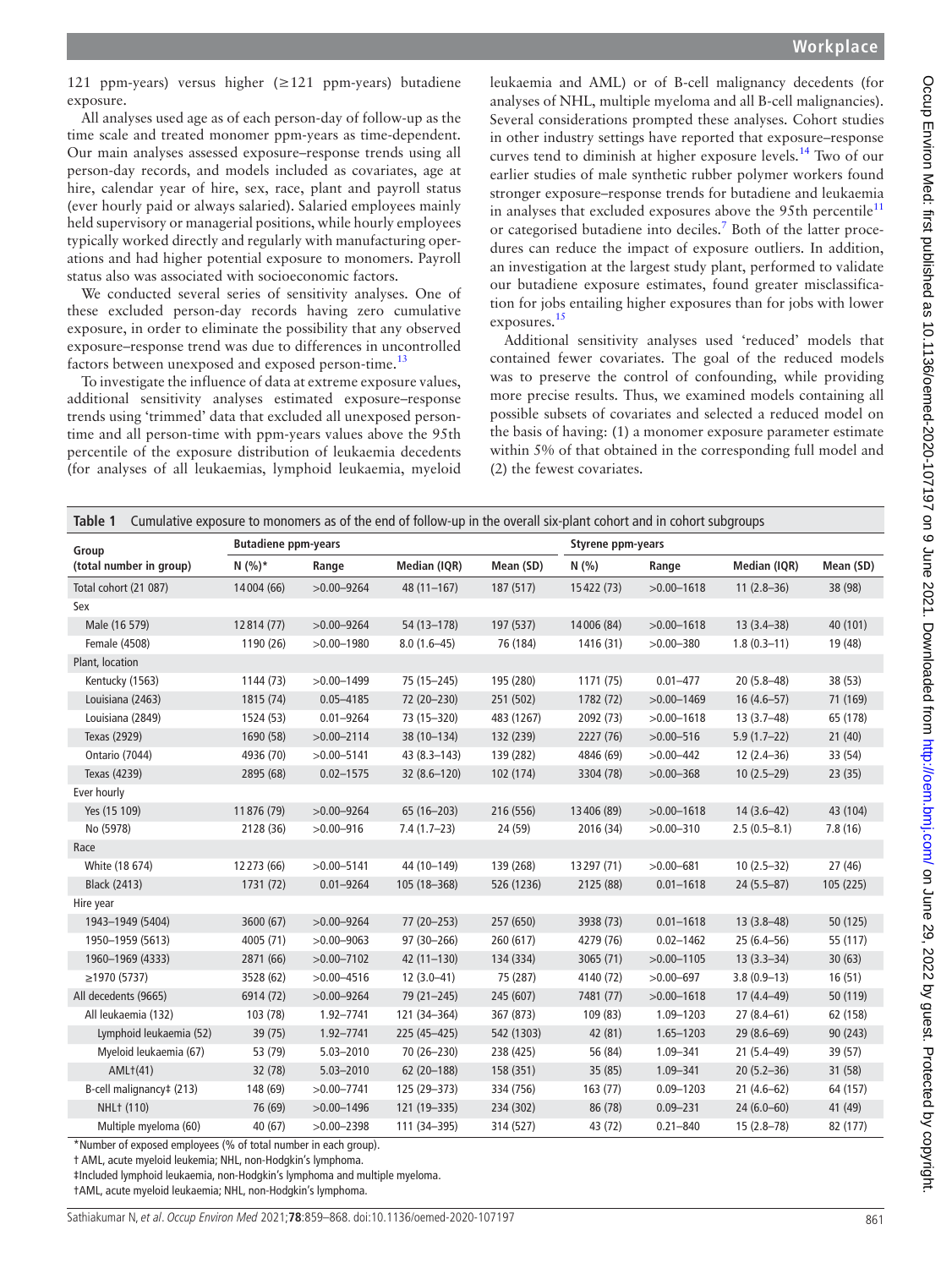121 ppm-years) versus higher (≥121 ppm-years) butadiene exposure.

All analyses used age as of each person-day of follow-up as the time scale and treated monomer ppm-years as time-dependent. Our main analyses assessed exposure–response trends using all person-day records, and models included as covariates, age at hire, calendar year of hire, sex, race, plant and payroll status (ever hourly paid or always salaried). Salaried employees mainly held supervisory or managerial positions, while hourly employees typically worked directly and regularly with manufacturing operations and had higher potential exposure to monomers. Payroll status also was associated with socioeconomic factors.

We conducted several series of sensitivity analyses. One of these excluded person-day records having zero cumulative exposure, in order to eliminate the possibility that any observed exposure–response trend was due to differences in uncontrolled factors between unexposed and exposed person-time.[13]

To investigate the influence of data at extreme exposure values, additional sensitivity analyses estimated exposure–response trends using 'trimmed' data that excluded all unexposed person-time and all person-time with ppm-years values above the 95th percentile of the exposure distribution of leukaemia decedents (for analyses of all leukaemias, lymphoid leukaemia, myeloid leukaemia and AML) or of B-cell malignancy decedents (for analyses of NHL, multiple myeloma and all B-cell malignancies). Several considerations prompted these analyses. Cohort studies in other industry settings have reported that exposure–response curves tend to diminish at higher exposure levels.[14] Two of our earlier studies of male synthetic rubber polymer workers found stronger exposure–response trends for butadiene and leukaemia in analyses that excluded exposures above the 95th percentile[11] or categorised butadiene into deciles.[7] Both of the latter procedures can reduce the impact of exposure outliers. In addition, an investigation at the largest study plant, performed to validate our butadiene exposure estimates, found greater misclassification for jobs entailing higher exposures than for jobs with lower exposures.[15]

Additional sensitivity analyses used 'reduced' models that contained fewer covariates. The goal of the reduced models was to preserve the control of confounding, while providing more precise results. Thus, we examined models containing all possible subsets of covariates and selected a reduced model on the basis of having: (1) a monomer exposure parameter estimate within 5% of that obtained in the corresponding full model and (2) the fewest covariates.

**Table 1** Cumulative exposure to monomers as of the end of follow-up in the overall six-plant cohort and in cohort subgroups

| Group (total number in group) | Butadiene ppm-years | | | | Styrene ppm-years | | | |
|---|---|---|---|---|---|---|---|---|
| | N (%)* | Range | Median (IQR) | Mean (SD) | N (%) | Range | Median (IQR) | Mean (SD) |
| Total cohort (21 087) | 14 004 (66) | >0.00–9264 | 48 (11–167) | 187 (517) | 15 422 (73) | >0.00–1618 | 11 (2.8–36) | 38 (98) |
| Sex | | | | | | | | |
| Male (16 579) | 12 814 (77) | >0.00–9264 | 54 (13–178) | 197 (537) | 14 006 (84) | >0.00–1618 | 13 (3.4–38) | 40 (101) |
| Female (4508) | 1190 (26) | >0.00–1980 | 8.0 (1.6–45) | 76 (184) | 1416 (31) | >0.00–380 | 1.8 (0.3–11) | 19 (48) |
| Plant, location | | | | | | | | |
| Kentucky (1563) | 1144 (73) | >0.00–1499 | 75 (15–245) | 195 (280) | 1171 (75) | 0.01–477 | 20 (5.8–48) | 38 (53) |
| Louisiana (2463) | 1815 (74) | 0.05–4185 | 72 (20–230) | 251 (502) | 1782 (72) | >0.00–1469 | 16 (4.6–57) | 71 (169) |
| Louisiana (2849) | 1524 (53) | 0.01–9264 | 73 (15–320) | 483 (1267) | 2092 (73) | >0.00–1618 | 13 (3.7–48) | 65 (178) |
| Texas (2929) | 1690 (58) | >0.00–2114 | 38 (10–134) | 132 (239) | 2227 (76) | >0.00–516 | 5.9 (1.7–22) | 21 (40) |
| Ontario (7044) | 4936 (70) | >0.00–5141 | 43 (8.3–143) | 139 (282) | 4846 (69) | >0.00–442 | 12 (2.4–36) | 33 (54) |
| Texas (4239) | 2895 (68) | 0.02–1575 | 32 (8.6–120) | 102 (174) | 3304 (78) | >0.00–368 | 10 (2.5–29) | 23 (35) |
| Ever hourly | | | | | | | | |
| Yes (15 109) | 11 876 (79) | >0.00–9264 | 65 (16–203) | 216 (556) | 13 406 (89) | >0.00–1618 | 14 (3.6–42) | 43 (104) |
| No (5978) | 2128 (36) | >0.00–916 | 7.4 (1.7–23) | 24 (59) | 2016 (34) | >0.00–310 | 2.5 (0.5–8.1) | 7.8 (16) |
| Race | | | | | | | | |
| White (18 674) | 12 273 (66) | >0.00–5141 | 44 (10–149) | 139 (268) | 13 297 (71) | >0.00–681 | 10 (2.5–32) | 27 (46) |
| Black (2413) | 1731 (72) | 0.01–9264 | 105 (18–368) | 526 (1236) | 2125 (88) | 0.01–1618 | 24 (5.5–87) | 105 (225) |
| Hire year | | | | | | | | |
| 1943–1949 (5404) | 3600 (67) | >0.00–9264 | 77 (20–253) | 257 (650) | 3938 (73) | 0.01–1618 | 13 (3.8–48) | 50 (125) |
| 1950–1959 (5613) | 4005 (71) | >0.00–9063 | 97 (30–266) | 260 (617) | 4279 (76) | 0.02–1462 | 25 (6.4–56) | 55 (117) |
| 1960–1969 (4333) | 2871 (66) | >0.00–7102 | 42 (11–130) | 134 (334) | 3065 (71) | >0.00–1105 | 13 (3.3–34) | 30 (63) |
| ≥1970 (5737) | 3528 (62) | >0.00–4516 | 12 (3.0–41) | 75 (287) | 4140 (72) | >0.00–697 | 3.8 (0.9–13) | 16 (51) |
| All decedents (9665) | 6914 (72) | >0.00–9264 | 79 (21–245) | 245 (607) | 7481 (77) | >0.00–1618 | 17 (4.4–49) | 50 (119) |
| All leukaemia (132) | 103 (78) | 1.92–7741 | 121 (34–364) | 367 (873) | 109 (83) | 1.09–1203 | 27 (8.4–61) | 62 (158) |
| Lymphoid leukaemia (52) | 39 (75) | 1.92–7741 | 225 (45–425) | 542 (1303) | 42 (81) | 1.65–1203 | 29 (8.6–69) | 90 (243) |
| Myeloid leukaemia (67) | 53 (79) | 5.03–2010 | 70 (26–230) | 238 (425) | 56 (84) | 1.09–341 | 21 (5.4–49) | 39 (57) |
| AML† (41) | 32 (78) | 5.03–2010 | 62 (20–188) | 158 (351) | 35 (85) | 1.09–341 | 20 (5.2–36) | 31 (58) |
| B-cell malignancy‡ (213) | 148 (69) | >0.00–7741 | 125 (29–373) | 334 (756) | 163 (77) | 0.09–1203 | 21 (4.6–62) | 64 (157) |
| NHL† (110) | 76 (69) | >0.00–1496 | 121 (19–335) | 234 (302) | 86 (78) | 0.09–231 | 24 (6.0–60) | 41 (49) |
| Multiple myeloma (60) | 40 (67) | >0.00–2398 | 111 (34–395) | 314 (527) | 43 (72) | 0.21–840 | 15 (2.8–78) | 82 (177) |

*Number of exposed employees (% of total number in each group).

† AML, acute myeloid leukemia; NHL, non-Hodgkin's lymphoma.

‡Included lymphoid leukaemia, non-Hodgkin's lymphoma and multiple myeloma.

†AML, acute myeloid leukemia; NHL, non-Hodgkin's lymphoma.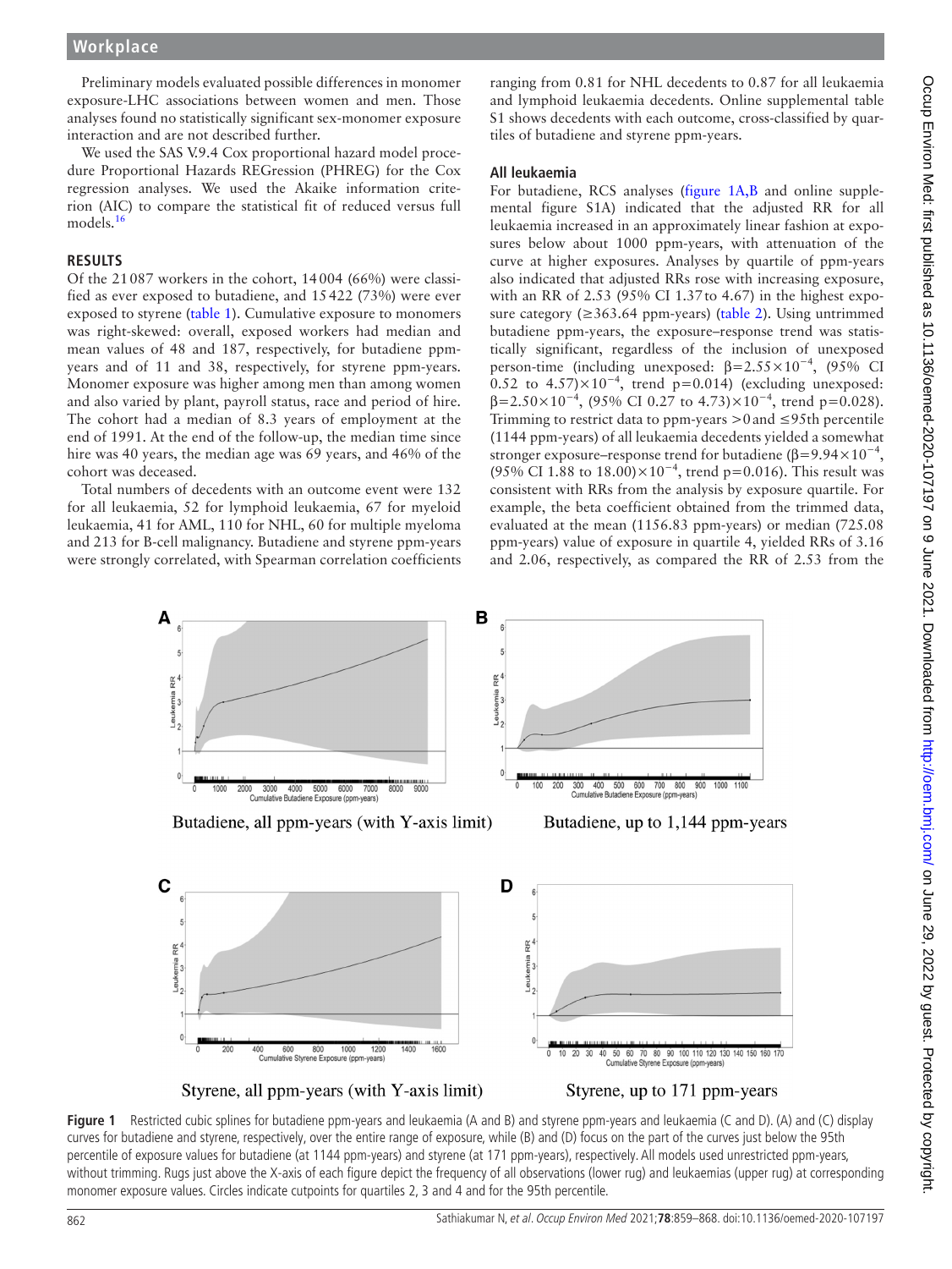Preliminary models evaluated possible differences in monomer exposure-LHC associations between women and men. Those analyses found no statistically significant sex-monomer exposure interaction and are not described further.

We used the SAS V.9.4 Cox proportional hazard model procedure Proportional Hazards REGression (PHREG) for the Cox regression analyses. We used the Akaike information criterion (AIC) to compare the statistical fit of reduced versus full models.[16]

## RESULTS

Of the 21 087 workers in the cohort, 14 004 (66%) were classified as ever exposed to butadiene, and 15 422 (73%) were ever exposed to styrene (table 1). Cumulative exposure to monomers was right-skewed: overall, exposed workers had median and mean values of 48 and 187, respectively, for butadiene ppm-years and of 11 and 38, respectively, for styrene ppm-years. Monomer exposure was higher among men than among women and also varied by plant, payroll status, race and period of hire. The cohort had a median of 8.3 years of employment at the end of 1991. At the end of the follow-up, the median time since hire was 40 years, the median age was 69 years, and 46% of the cohort was deceased.

Total numbers of decedents with an outcome event were 132 for all leukaemia, 52 for lymphoid leukaemia, 67 for myeloid leukaemia, 41 for AML, 110 for NHL, 60 for multiple myeloma and 213 for B-cell malignancy. Butadiene and styrene ppm-years were strongly correlated, with Spearman correlation coefficients ranging from 0.81 for NHL decedents to 0.87 for all leukaemia and lymphoid leukaemia decedents. Online supplemental table S1 shows decedents with each outcome, cross-classified by quartiles of butadiene and styrene ppm-years.

### All leukaemia

For butadiene, RCS analyses (figure 1A,B and online supplemental figure S1A) indicated that the adjusted RR for all leukaemia increased in an approximately linear fashion at exposures below about 1000 ppm-years, with attenuation of the curve at higher exposures. Analyses by quartile of ppm-years also indicated that adjusted RRs rose with increasing exposure, with an RR of 2.53 (95% CI 1.37 to 4.67) in the highest exposure category (≥363.64 ppm-years) (table 2). Using untrimmed butadiene ppm-years, the exposure–response trend was statistically significant, regardless of the inclusion of unexposed person-time (including unexposed: $\beta=2.55\times10^{-4}$, (95% CI 0.52 to 4.57)$\times10^{-4}$, trend p=0.014) (excluding unexposed: $\beta=2.50\times10^{-4}$, (95% CI 0.27 to 4.73)$\times10^{-4}$, trend p=0.028). Trimming to restrict data to ppm-years >0 and ≤95th percentile (1144 ppm-years) of all leukaemia decedents yielded a somewhat stronger exposure–response trend for butadiene ($\beta=9.94\times10^{-4}$, (95% CI 1.88 to 18.00)$\times10^{-4}$, trend p=0.016). This result was consistent with RRs from the analysis by exposure quartile. For example, the beta coefficient obtained from the trimmed data, evaluated at the mean (1156.83 ppm-years) or median (725.08 ppm-years) value of exposure in quartile 4, yielded RRs of 3.16 and 2.06, respectively, as compared the RR of 2.53 from the

Butadiene, all ppm-years (with Y-axis limit)

Butadiene, up to 1,144 ppm-years

Styrene, all ppm-years (with Y-axis limit)

Styrene, up to 171 ppm-years

**Figure 1** Restricted cubic splines for butadiene ppm-years and leukaemia (A and B) and styrene ppm-years and leukaemia (C and D). (A) and (C) display curves for butadiene and styrene, respectively, over the entire range of exposure, while (B) and (D) focus on the part of the curves just below the 95th percentile of exposure values for butadiene (at 1144 ppm-years) and styrene (at 171 ppm-years), respectively. All models used unrestricted ppm-years, without trimming. Rugs just above the X-axis of each figure depict the frequency of all observations (lower rug) and leukaemias (upper rug) at corresponding monomer exposure values. Circles indicate cutpoints for quartiles 2, 3 and 4 and for the 95th percentile.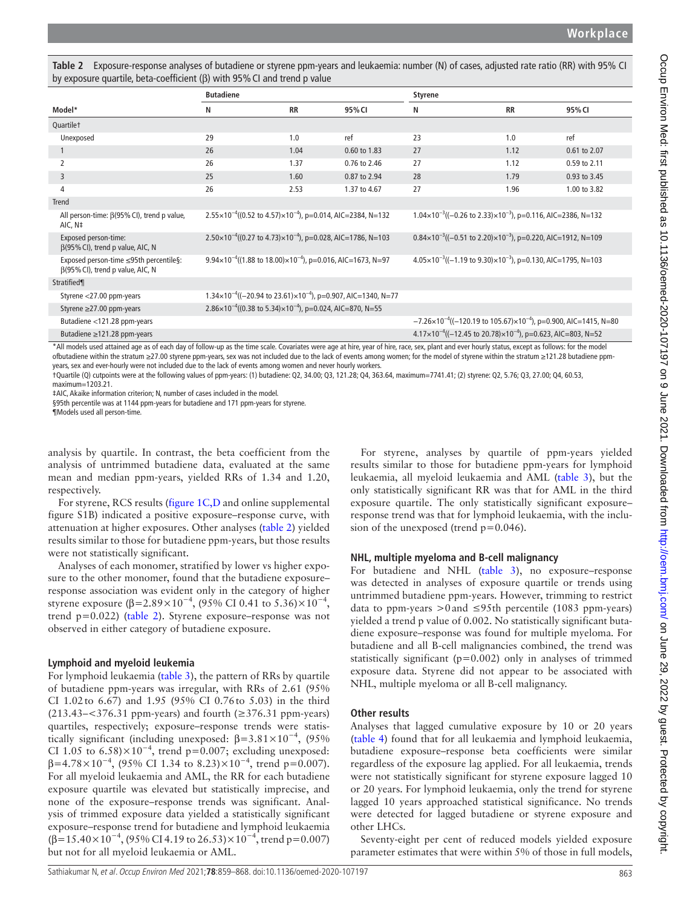**Table 2** Exposure-response analyses of butadiene or styrene ppm-years and leukaemia: number (N) of cases, adjusted rate ratio (RR) with 95% CI by exposure quartile, beta-coefficient (β) with 95% CI and trend p value

| | Butadiene | | | Styrene | | |
|---|---|---|---|---|---|---|
| **Model*** | **N** | **RR** | **95% CI** | **N** | **RR** | **95% CI** |
| Quartile† | | | | | | |
| Unexposed | 29 | 1.0 | ref | 23 | 1.0 | ref |
| 1 | 26 | 1.04 | 0.60 to 1.83 | 27 | 1.12 | 0.61 to 2.07 |
| 2 | 26 | 1.37 | 0.76 to 2.46 | 27 | 1.12 | 0.59 to 2.11 |
| 3 | 25 | 1.60 | 0.87 to 2.94 | 28 | 1.79 | 0.93 to 3.45 |
| 4 | 26 | 2.53 | 1.37 to 4.67 | 27 | 1.96 | 1.00 to 3.82 |
| Trend | | | | | | |
| All person-time: β(95% CI), trend p value, AIC, N‡ | $2.55\times10^{-4}$(($0.52$ to $4.57$)$\times10^{-4}$), p=0.014, AIC=2384, N=132 | | | $1.04\times10^{-3}$(($-0.26$ to $2.33$)$\times10^{-3}$), p=0.116, AIC=2386, N=132 | | |
| Exposed person-time: β(95% CI), trend p value, AIC, N | $2.50\times10^{-4}$(($0.27$ to $4.73$)$\times10^{-4}$), p=0.028, AIC=1786, N=103 | | | $0.84\times10^{-3}$(($-0.51$ to $2.20$)$\times10^{-3}$), p=0.220, AIC=1912, N=109 | | |
| Exposed person-time ≤95th percentile§: β(95% CI), trend p value, AIC, N | $9.94\times10^{-4}$(($1.88$ to $18.00$)$\times10^{-4}$), p=0.016, AIC=1673, N=97 | | | $4.05\times10^{-3}$(($-1.19$ to $9.30$)$\times10^{-3}$), p=0.130, AIC=1795, N=103 | | |
| Stratified¶ | | | | | | |
| Styrene <27.00 ppm-years | $1.34\times10^{-4}$(($-20.94$ to $23.61$)$\times10^{-4}$), p=0.907, AIC=1340, N=77 | | | | | |
| Styrene ≥27.00 ppm-years | $2.86\times10^{-4}$(($0.38$ to $5.34$)$\times10^{-4}$), p=0.024, AIC=870, N=55 | | | | | |
| Butadiene <121.28 ppm-years | | | | $-7.26\times10^{-4}$(($-120.19$ to $105.67$)$\times10^{-4}$), p=0.900, AIC=1415, N=80 | | |
| Butadiene ≥121.28 ppm-years | | | | $4.17\times10^{-4}$(($-12.45$ to $20.78$)$\times10^{-4}$), p=0.623, AIC=803, N=52 | | |

*All models used attained age as of each day of follow-up as the time scale. Covariates were age at hire, year of hire, race, sex, plant and ever hourly status, except as follows: for the model ofbutadiene within the stratum ≥27.00 styrene ppm-years, sex was not included due to the lack of events among women; for the model of styrene within the stratum ≥121.28 butadiene ppm-years, sex and ever-hourly were not included due to the lack of events among women and never hourly workers.

†Quartile (Q) cutpoints were at the following values of ppm-years: (1) butadiene: Q2, 34.00; Q3, 121.28; Q4, 363.64, maximum=7741.41; (2) styrene: Q2, 5.76; Q3, 27.00; Q4, 60.53, maximum=1203.21.

‡AIC, Akaike information criterion; N, number of cases included in the model.

§95th percentile was at 1144 ppm-years for butadiene and 171 ppm-years for styrene.

¶Models used all person-time.

analysis by quartile. In contrast, the beta coefficient from the analysis of untrimmed butadiene data, evaluated at the same mean and median ppm-years, yielded RRs of 1.34 and 1.20, respectively.

For styrene, RCS results (figure 1C,D and online supplemental figure S1B) indicated a positive exposure–response curve, with attenuation at higher exposures. Other analyses (table 2) yielded results similar to those for butadiene ppm-years, but those results were not statistically significant.

Analyses of each monomer, stratified by lower vs higher exposure to the other monomer, found that the butadiene exposure–response association was evident only in the category of higher styrene exposure ($\beta=2.89\times10^{-4}$, (95% CI 0.41 to 5.36)$\times10^{-4}$, trend p=0.022) (table 2). Styrene exposure–response was not observed in either category of butadiene exposure.

### Lymphoid and myeloid leukemia

For lymphoid leukaemia (table 3), the pattern of RRs by quartile of butadiene ppm-years was irregular, with RRs of 2.61 (95% CI 1.02 to 6.67) and 1.95 (95% CI 0.76 to 5.03) in the third (213.43–<376.31 ppm-years) and fourth (≥376.31 ppm-years) quartiles, respectively; exposure–response trends were statistically significant (including unexposed: $\beta=3.81\times10^{-4}$, (95% CI 1.05 to 6.58)$\times10^{-4}$, trend p=0.007; excluding unexposed: $\beta=4.78\times10^{-4}$, (95% CI 1.34 to 8.23)$\times10^{-4}$, trend p=0.007). For all myeloid leukaemia and AML, the RR for each butadiene exposure quartile was elevated but statistically imprecise, and none of the exposure–response trends was significant. Analysis of trimmed exposure data yielded a statistically significant exposure–response trend for butadiene and lymphoid leukaemia ($\beta=15.40\times10^{-4}$, (95% CI 4.19 to 26.53)$\times10^{-4}$, trend p=0.007) but not for all myeloid leukaemia or AML.

For styrene, analyses by quartile of ppm-years yielded results similar to those for butadiene ppm-years for lymphoid leukaemia, all myeloid leukaemia and AML (table 3), but the only statistically significant RR was that for AML in the third exposure quartile. The only statistically significant exposure–response trend was that for lymphoid leukaemia, with the inclusion of the unexposed (trend p=0.046).

### NHL, multiple myeloma and B-cell malignancy

For butadiene and NHL (table 3), no exposure–response was detected in analyses of exposure quartile or trends using untrimmed butadiene ppm-years. However, trimming to restrict data to ppm-years >0 and ≤95th percentile (1083 ppm-years) yielded a trend p value of 0.002. No statistically significant butadiene exposure–response was found for multiple myeloma. For butadiene and all B-cell malignancies combined, the trend was statistically significant (p=0.002) only in analyses of trimmed exposure data. Styrene did not appear to be associated with NHL, multiple myeloma or all B-cell malignancy.

### Other results

Analyses that lagged cumulative exposure by 10 or 20 years (table 4) found that for all leukaemia and lymphoid leukaemia, butadiene exposure–response beta coefficients were similar regardless of the exposure lag applied. For all leukaemia, trends were not statistically significant for styrene exposure lagged 10 or 20 years. For lymphoid leukaemia, only the trend for styrene lagged 10 years approached statistical significance. No trends were detected for lagged butadiene or styrene exposure and other LHCs.

Seventy-eight per cent of reduced models yielded exposure parameter estimates that were within 5% of those in full models,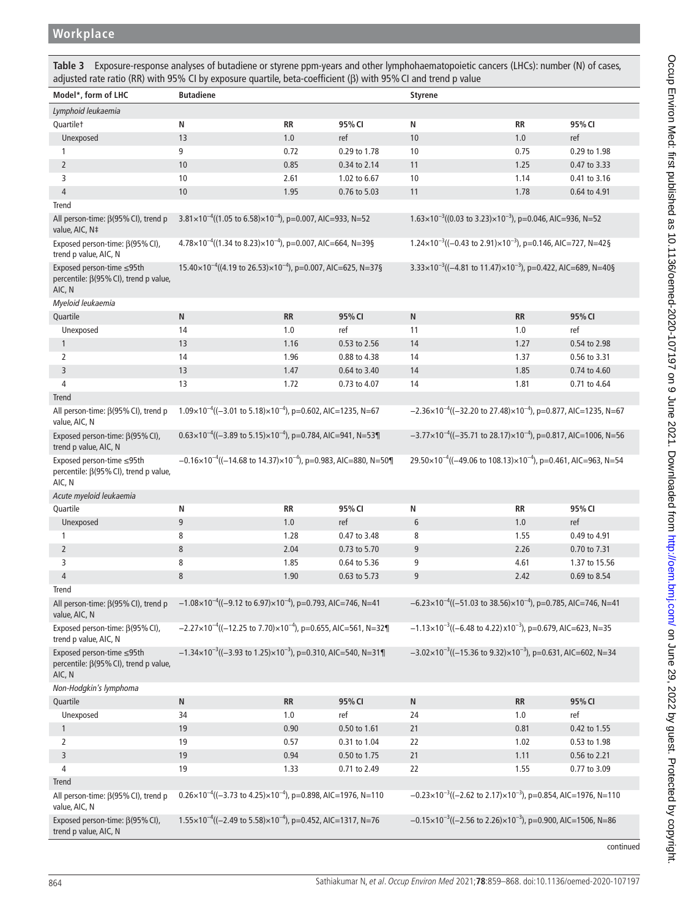**Table 3** Exposure-response analyses of butadiene or styrene ppm-years and other lymphohaematopoietic cancers (LHCs): number (N) of cases, adjusted rate ratio (RR) with 95% CI by exposure quartile, beta-coefficient (β) with 95% CI and trend p value

| Model*, form of LHC | Butadiene | | | Styrene | | |
|---|---|---|---|---|---|---|
| *Lymphoid leukaemia* | | | | | | |
| Quartile† | N | RR | 95% CI | N | RR | 95% CI |
| Unexposed | 13 | 1.0 | ref | 10 | 1.0 | ref |
| 1 | 9 | 0.72 | 0.29 to 1.78 | 10 | 0.75 | 0.29 to 1.98 |
| 2 | 10 | 0.85 | 0.34 to 2.14 | 11 | 1.25 | 0.47 to 3.33 |
| 3 | 10 | 2.61 | 1.02 to 6.67 | 10 | 1.14 | 0.41 to 3.16 |
| 4 | 10 | 1.95 | 0.76 to 5.03 | 11 | 1.78 | 0.64 to 4.91 |
| Trend | | | | | | |
| All person-time: β(95% CI), trend p value, AIC, N‡ | $3.81\times10^{-4}$(($1.05$ to $6.58)\times10^{-4}$), p=0.007, AIC=933, N=52 | | | $1.63\times10^{-3}$(($0.03$ to $3.23)\times10^{-3}$), p=0.046, AIC=936, N=52 | | |
| Exposed person-time: β(95% CI), trend p value, AIC, N | $4.78\times10^{-4}$(($1.34$ to $8.23)\times10^{-4}$), p=0.007, AIC=664, N=39§ | | | $1.24\times10^{-3}$(($-0.43$ to $2.91)\times10^{-3}$), p=0.146, AIC=727, N=42§ | | |
| Exposed person-time ≤95th percentile: β(95% CI), trend p value, AIC, N | $15.40\times10^{-4}$(($4.19$ to $26.53)\times10^{-4}$), p=0.007, AIC=625, N=37§ | | | $3.33\times10^{-3}$(($-4.81$ to $11.47)\times10^{-3}$), p=0.422, AIC=689, N=40§ | | |
| *Myeloid leukaemia* | | | | | | |
| Quartile | N | RR | 95% CI | N | RR | 95% CI |
| Unexposed | 14 | 1.0 | ref | 11 | 1.0 | ref |
| 1 | 13 | 1.16 | 0.53 to 2.56 | 14 | 1.27 | 0.54 to 2.98 |
| 2 | 14 | 1.96 | 0.88 to 4.38 | 14 | 1.37 | 0.56 to 3.31 |
| 3 | 13 | 1.47 | 0.64 to 3.40 | 14 | 1.85 | 0.74 to 4.60 |
| 4 | 13 | 1.72 | 0.73 to 4.07 | 14 | 1.81 | 0.71 to 4.64 |
| Trend | | | | | | |
| All person-time: β(95% CI), trend p value, AIC, N | $1.09\times10^{-4}$(($-3.01$ to $5.18)\times10^{-4}$), p=0.602, AIC=1235, N=67 | | | $-2.36\times10^{-4}$(($-32.20$ to $27.48)\times10^{-4}$), p=0.877, AIC=1235, N=67 | | |
| Exposed person-time: β(95% CI), trend p value, AIC, N | $0.63\times10^{-4}$(($-3.89$ to $5.15)\times10^{-4}$), p=0.784, AIC=941, N=53¶ | | | $-3.77\times10^{-4}$(($-35.71$ to $28.17)\times10^{-4}$), p=0.817, AIC=1006, N=56 | | |
| Exposed person-time ≤95th percentile: β(95% CI), trend p value, AIC, N | $-0.16\times10^{-4}$(($-14.68$ to $14.37)\times10^{-4}$), p=0.983, AIC=880, N=50¶ | | | $29.50\times10^{-4}$(($-49.06$ to $108.13)\times10^{-4}$), p=0.461, AIC=963, N=54 | | |
| *Acute myeloid leukaemia* | | | | | | |
| Quartile | N | RR | 95% CI | N | RR | 95% CI |
| Unexposed | 9 | 1.0 | ref | 6 | 1.0 | ref |
| 1 | 8 | 1.28 | 0.47 to 3.48 | 8 | 1.55 | 0.49 to 4.91 |
| 2 | 8 | 2.04 | 0.73 to 5.70 | 9 | 2.26 | 0.70 to 7.31 |
| 3 | 8 | 1.85 | 0.64 to 5.36 | 9 | 4.61 | 1.37 to 15.56 |
| 4 | 8 | 1.90 | 0.63 to 5.73 | 9 | 2.42 | 0.69 to 8.54 |
| Trend | | | | | | |
| All person-time: β(95% CI), trend p value, AIC, N | $-1.08\times10^{-4}$(($-9.12$ to $6.97)\times10^{-4}$), p=0.793, AIC=746, N=41 | | | $-6.23\times10^{-4}$(($-51.03$ to $38.56)\times10^{-4}$), p=0.785, AIC=746, N=41 | | |
| Exposed person-time: β(95% CI), trend p value, AIC, N | $-2.27\times10^{-4}$(($-12.25$ to $7.70)\times10^{-4}$), p=0.655, AIC=561, N=32¶ | | | $-1.13\times10^{-3}$(($-6.48$ to $4.22)\times10^{-3}$), p=0.679, AIC=623, N=35 | | |
| Exposed person-time ≤95th percentile: β(95% CI), trend p value, AIC, N | $-1.34\times10^{-3}$(($-3.93$ to $1.25)\times10^{-3}$), p=0.310, AIC=540, N=31¶ | | | $-3.02\times10^{-3}$(($-15.36$ to $9.32)\times10^{-3}$), p=0.631, AIC=602, N=34 | | |
| *Non-Hodgkin's lymphoma* | | | | | | |
| Quartile | N | RR | 95% CI | N | RR | 95% CI |
| Unexposed | 34 | 1.0 | ref | 24 | 1.0 | ref |
| 1 | 19 | 0.90 | 0.50 to 1.61 | 21 | 0.81 | 0.42 to 1.55 |
| 2 | 19 | 0.57 | 0.31 to 1.04 | 22 | 1.02 | 0.53 to 1.98 |
| 3 | 19 | 0.94 | 0.50 to 1.75 | 21 | 1.11 | 0.56 to 2.21 |
| 4 | 19 | 1.33 | 0.71 to 2.49 | 22 | 1.55 | 0.77 to 3.09 |
| Trend | | | | | | |
| All person-time: β(95% CI), trend p value, AIC, N | $0.26\times10^{-4}$(($-3.73$ to $4.25)\times10^{-4}$), p=0.898, AIC=1976, N=110 | | | $-0.23\times10^{-3}$(($-2.62$ to $2.17)\times10^{-3}$), p=0.854, AIC=1976, N=110 | | |
| Exposed person-time: β(95% CI), trend p value, AIC, N | $1.55\times10^{-4}$(($-2.49$ to $5.58)\times10^{-4}$), p=0.452, AIC=1317, N=76 | | | $-0.15\times10^{-3}$(($-2.56$ to $2.26)\times10^{-3}$), p=0.900, AIC=1506, N=86 | | |

continued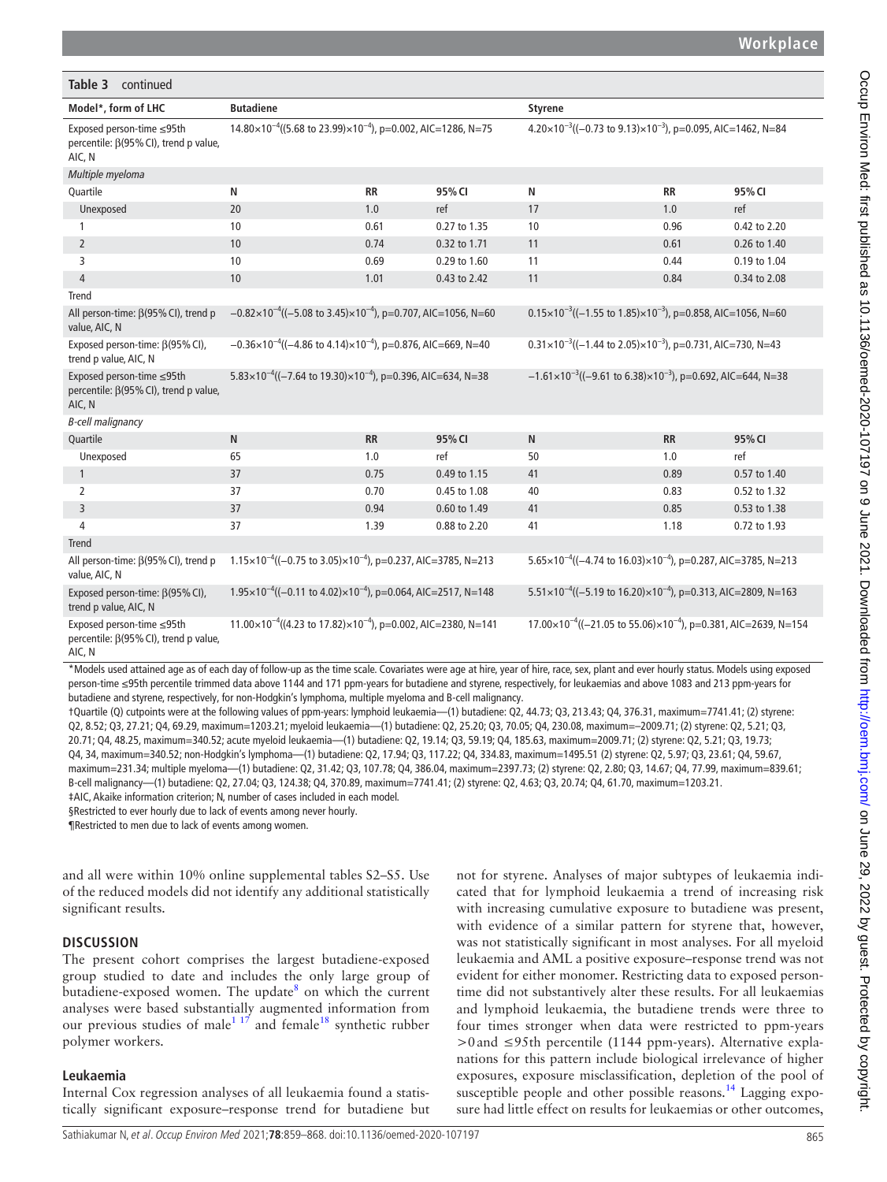**Table 3** continued

| Model*, form of LHC | Butadiene | | | Styrene | | |
|---|---|---|---|---|---|---|
| Exposed person-time ≤95th percentile: β(95% CI), trend p value, AIC, N | $14.80\times10^{-4}$(($5.68$ to $23.99)\times10^{-4}$), p=0.002, AIC=1286, N=75 | | | $4.20\times10^{-3}$(($-0.73$ to $9.13)\times10^{-3}$), p=0.095, AIC=1462, N=84 | | |
| *Multiple myeloma* | | | | | | |
| Quartile | N | RR | 95% CI | N | RR | 95% CI |
| Unexposed | 20 | 1.0 | ref | 17 | 1.0 | ref |
| 1 | 10 | 0.61 | 0.27 to 1.35 | 10 | 0.96 | 0.42 to 2.20 |
| 2 | 10 | 0.74 | 0.32 to 1.71 | 11 | 0.61 | 0.26 to 1.40 |
| 3 | 10 | 0.69 | 0.29 to 1.60 | 11 | 0.44 | 0.19 to 1.04 |
| 4 | 10 | 1.01 | 0.43 to 2.42 | 11 | 0.84 | 0.34 to 2.08 |
| Trend | | | | | | |
| All person-time: β(95% CI), trend p value, AIC, N | $-0.82\times10^{-4}$(($-5.08$ to $3.45)\times10^{-4}$), p=0.707, AIC=1056, N=60 | | | $0.15\times10^{-3}$(($-1.55$ to $1.85)\times10^{-3}$), p=0.858, AIC=1056, N=60 | | |
| Exposed person-time: β(95% CI), trend p value, AIC, N | $-0.36\times10^{-4}$(($-4.86$ to $4.14)\times10^{-4}$), p=0.876, AIC=669, N=40 | | | $0.31\times10^{-3}$(($-1.44$ to $2.05)\times10^{-3}$), p=0.731, AIC=730, N=43 | | |
| Exposed person-time ≤95th percentile: β(95% CI), trend p value, AIC, N | $5.83\times10^{-4}$(($-7.64$ to $19.30)\times10^{-4}$), p=0.396, AIC=634, N=38 | | | $-1.61\times10^{-3}$(($-9.61$ to $6.38)\times10^{-3}$), p=0.692, AIC=644, N=38 | | |
| *B-cell malignancy* | | | | | | |
| Quartile | N | RR | 95% CI | N | RR | 95% CI |
| Unexposed | 65 | 1.0 | ref | 50 | 1.0 | ref |
| 1 | 37 | 0.75 | 0.49 to 1.15 | 41 | 0.89 | 0.57 to 1.40 |
| 2 | 37 | 0.70 | 0.45 to 1.08 | 40 | 0.83 | 0.52 to 1.32 |
| 3 | 37 | 0.94 | 0.60 to 1.49 | 41 | 0.85 | 0.53 to 1.38 |
| 4 | 37 | 1.39 | 0.88 to 2.20 | 41 | 1.18 | 0.72 to 1.93 |
| Trend | | | | | | |
| All person-time: β(95% CI), trend p value, AIC, N | $1.15\times10^{-4}$(($-0.75$ to $3.05)\times10^{-4}$), p=0.237, AIC=3785, N=213 | | | $5.65\times10^{-4}$(($-4.74$ to $16.03)\times10^{-4}$), p=0.287, AIC=3785, N=213 | | |
| Exposed person-time: β(95% CI), trend p value, AIC, N | $1.95\times10^{-4}$(($-0.11$ to $4.02)\times10^{-4}$), p=0.064, AIC=2517, N=148 | | | $5.51\times10^{-4}$(($-5.19$ to $16.20)\times10^{-4}$), p=0.313, AIC=2809, N=163 | | |
| Exposed person-time ≤95th percentile: β(95% CI), trend p value, AIC, N | $11.00\times10^{-4}$(($4.23$ to $17.82)\times10^{-4}$), p=0.002, AIC=2380, N=141 | | | $17.00\times10^{-4}$(($-21.05$ to $55.06)\times10^{-4}$), p=0.381, AIC=2639, N=154 | | |

*Models used attained age as of each day of follow-up as the time scale. Covariates were age at hire, year of hire, race, sex, plant and ever hourly status. Models using exposed person-time ≤95th percentile trimmed data above 1144 and 171 ppm-years for butadiene and styrene, respectively, for leukaemias and above 1083 and 213 ppm-years for butadiene and styrene, respectively, for non-Hodgkin's lymphoma, multiple myeloma and B-cell malignancy.

†Quartile (Q) cutpoints were at the following values of ppm-years: lymphoid leukaemia—(1) butadiene: Q2, 44.73; Q3, 213.43; Q4, 376.31, maximum=7741.41; (2) styrene: Q2, 8.52; Q3, 27.21; Q4, 69.29, maximum=1203.21; myeloid leukaemia—(1) butadiene: Q2, 25.20; Q3, 70.05; Q4, 230.08, maximum=–2009.71; (2) styrene: Q2, 5.21; Q3, 20.71; Q4, 48.25, maximum=340.52; acute myeloid leukaemia—(1) butadiene: Q2, 19.14; Q3, 59.19; Q4, 185.63, maximum=2009.71; (2) styrene: Q2, 5.21; Q3, 19.73; Q4, 34, maximum=340.52; non-Hodgkin's lymphoma—(1) butadiene: Q2, 17.94; Q3, 117.22; Q4, 334.83, maximum=1495.51 (2) styrene: Q2, 5.97; Q3, 23.61; Q4, 59.67, maximum=231.34; multiple myeloma—(1) butadiene: Q2, 31.42; Q3, 107.78; Q4, 386.04, maximum=2397.73; (2) styrene: Q2, 2.80; Q3, 14.67; Q4, 77.99, maximum=839.61; B-cell malignancy—(1) butadiene: Q2, 27.04; Q3, 124.38; Q4, 370.89, maximum=7741.41; (2) styrene: Q2, 4.63; Q3, 20.74; Q4, 61.70, maximum=1203.21.

‡AIC, Akaike information criterion; N, number of cases included in each model.

§Restricted to ever hourly due to lack of events among never hourly.

¶Restricted to men due to lack of events among women.

and all were within 10% online supplemental tables S2–S5. Use of the reduced models did not identify any additional statistically significant results.

## DISCUSSION

The present cohort comprises the largest butadiene-exposed group studied to date and includes the only large group of butadiene-exposed women. The update[8] on which the current analyses were based substantially augmented information from our previous studies of male[1 17] and female[18] synthetic rubber polymer workers.

### Leukaemia

Internal Cox regression analyses of all leukaemia found a statistically significant exposure–response trend for butadiene but not for styrene. Analyses of major subtypes of leukaemia indicated that for lymphoid leukaemia a trend of increasing risk with increasing cumulative exposure to butadiene was present, with evidence of a similar pattern for styrene that, however, was not statistically significant in most analyses. For all myeloid leukaemia and AML a positive exposure–response trend was not evident for either monomer. Restricting data to exposed person-time did not substantively alter these results. For all leukaemias and lymphoid leukaemia, the butadiene trends were three to four times stronger when data were restricted to ppm-years >0 and ≤95th percentile (1144 ppm-years). Alternative explanations for this pattern include biological irrelevance of higher exposures, exposure misclassification, depletion of the pool of susceptible people and other possible reasons.[14] Lagging exposure had little effect on results for leukaemias or other outcomes,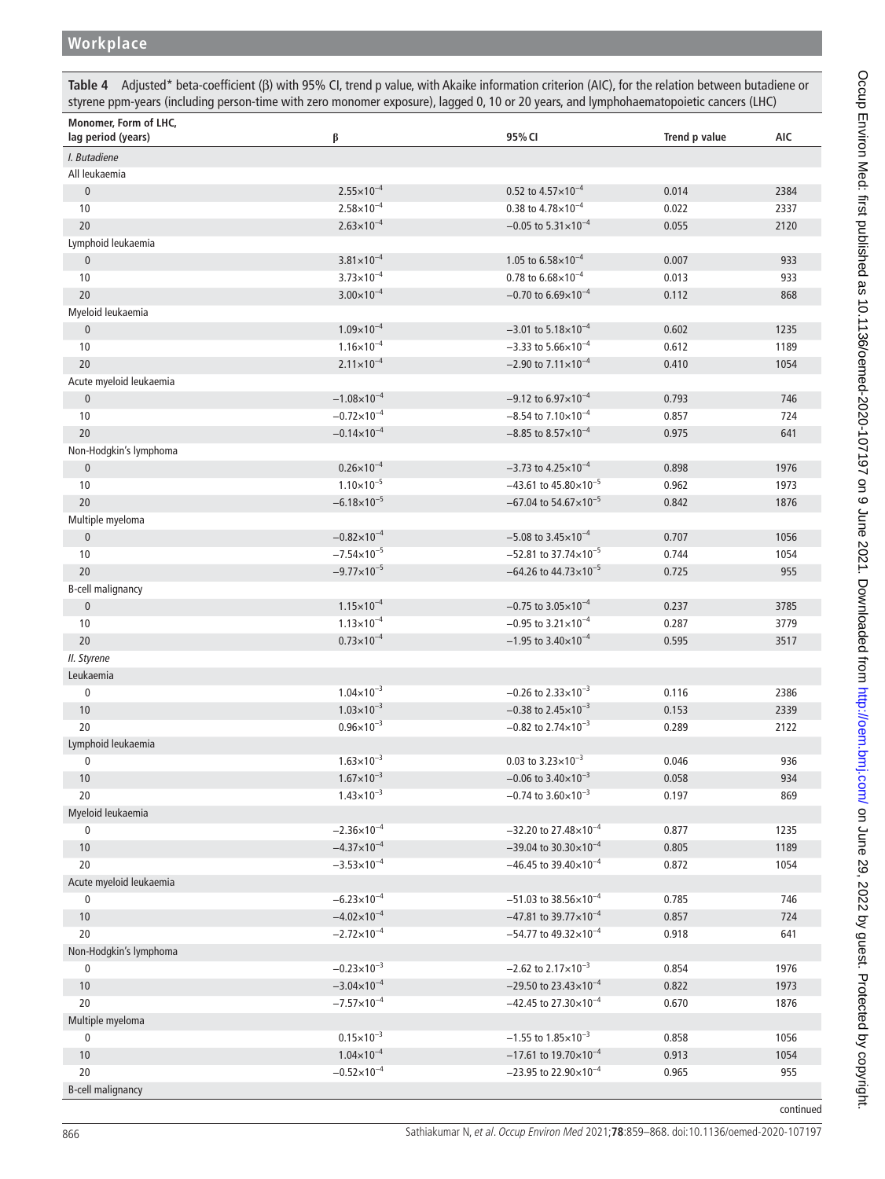Table 4 Adjusted* beta-coefficient (β) with 95% CI, trend p value, with Akaike information criterion (AIC), for the relation between butadiene or styrene ppm-years (including person-time with zero monomer exposure), lagged 0, 10 or 20 years, and lymphohaematopoietic cancers (LHC)

| Monomer, Form of LHC, lag period (years) | β | 95% CI | Trend p value | AIC |
|---|---|---|---|---|
| *I. Butadiene* | | | | |
| All leukaemia | | | | |
| 0 | $2.55\times10^{-4}$ | 0.52 to $4.57\times10^{-4}$ | 0.014 | 2384 |
| 10 | $2.58\times10^{-4}$ | 0.38 to $4.78\times10^{-4}$ | 0.022 | 2337 |
| 20 | $2.63\times10^{-4}$ | −0.05 to $5.31\times10^{-4}$ | 0.055 | 2120 |
| Lymphoid leukaemia | | | | |
| 0 | $3.81\times10^{-4}$ | 1.05 to $6.58\times10^{-4}$ | 0.007 | 933 |
| 10 | $3.73\times10^{-4}$ | 0.78 to $6.68\times10^{-4}$ | 0.013 | 933 |
| 20 | $3.00\times10^{-4}$ | −0.70 to $6.69\times10^{-4}$ | 0.112 | 868 |
| Myeloid leukaemia | | | | |
| 0 | $1.09\times10^{-4}$ | −3.01 to $5.18\times10^{-4}$ | 0.602 | 1235 |
| 10 | $1.16\times10^{-4}$ | −3.33 to $5.66\times10^{-4}$ | 0.612 | 1189 |
| 20 | $2.11\times10^{-4}$ | −2.90 to $7.11\times10^{-4}$ | 0.410 | 1054 |
| Acute myeloid leukaemia | | | | |
| 0 | $-1.08\times10^{-4}$ | −9.12 to $6.97\times10^{-4}$ | 0.793 | 746 |
| 10 | $-0.72\times10^{-4}$ | −8.54 to $7.10\times10^{-4}$ | 0.857 | 724 |
| 20 | $-0.14\times10^{-4}$ | −8.85 to $8.57\times10^{-4}$ | 0.975 | 641 |
| Non-Hodgkin's lymphoma | | | | |
| 0 | $0.26\times10^{-4}$ | −3.73 to $4.25\times10^{-4}$ | 0.898 | 1976 |
| 10 | $1.10\times10^{-5}$ | −43.61 to $45.80\times10^{-5}$ | 0.962 | 1973 |
| 20 | $-6.18\times10^{-5}$ | −67.04 to $54.67\times10^{-5}$ | 0.842 | 1876 |
| Multiple myeloma | | | | |
| 0 | $-0.82\times10^{-4}$ | −5.08 to $3.45\times10^{-4}$ | 0.707 | 1056 |
| 10 | $-7.54\times10^{-5}$ | −52.81 to $37.74\times10^{-5}$ | 0.744 | 1054 |
| 20 | $-9.77\times10^{-5}$ | −64.26 to $44.73\times10^{-5}$ | 0.725 | 955 |
| B-cell malignancy | | | | |
| 0 | $1.15\times10^{-4}$ | −0.75 to $3.05\times10^{-4}$ | 0.237 | 3785 |
| 10 | $1.13\times10^{-4}$ | −0.95 to $3.21\times10^{-4}$ | 0.287 | 3779 |
| 20 | $0.73\times10^{-4}$ | −1.95 to $3.40\times10^{-4}$ | 0.595 | 3517 |
| *II. Styrene* | | | | |
| Leukaemia | | | | |
| 0 | $1.04\times10^{-3}$ | −0.26 to $2.33\times10^{-3}$ | 0.116 | 2386 |
| 10 | $1.03\times10^{-3}$ | −0.38 to $2.45\times10^{-3}$ | 0.153 | 2339 |
| 20 | $0.96\times10^{-3}$ | −0.82 to $2.74\times10^{-3}$ | 0.289 | 2122 |
| Lymphoid leukaemia | | | | |
| 0 | $1.63\times10^{-3}$ | 0.03 to $3.23\times10^{-3}$ | 0.046 | 936 |
| 10 | $1.67\times10^{-3}$ | −0.06 to $3.40\times10^{-3}$ | 0.058 | 934 |
| 20 | $1.43\times10^{-3}$ | −0.74 to $3.60\times10^{-3}$ | 0.197 | 869 |
| Myeloid leukaemia | | | | |
| 0 | $-2.36\times10^{-4}$ | −32.20 to $27.48\times10^{-4}$ | 0.877 | 1235 |
| 10 | $-4.37\times10^{-4}$ | −39.04 to $30.30\times10^{-4}$ | 0.805 | 1189 |
| 20 | $-3.53\times10^{-4}$ | −46.45 to $39.40\times10^{-4}$ | 0.872 | 1054 |
| Acute myeloid leukaemia | | | | |
| 0 | $-6.23\times10^{-4}$ | −51.03 to $38.56\times10^{-4}$ | 0.785 | 746 |
| 10 | $-4.02\times10^{-4}$ | −47.81 to $39.77\times10^{-4}$ | 0.857 | 724 |
| 20 | $-2.72\times10^{-4}$ | −54.77 to $49.32\times10^{-4}$ | 0.918 | 641 |
| Non-Hodgkin's lymphoma | | | | |
| 0 | $-0.23\times10^{-3}$ | −2.62 to $2.17\times10^{-3}$ | 0.854 | 1976 |
| 10 | $-3.04\times10^{-4}$ | −29.50 to $23.43\times10^{-4}$ | 0.822 | 1973 |
| 20 | $-7.57\times10^{-4}$ | −42.45 to $27.30\times10^{-4}$ | 0.670 | 1876 |
| Multiple myeloma | | | | |
| 0 | $0.15\times10^{-3}$ | −1.55 to $1.85\times10^{-3}$ | 0.858 | 1056 |
| 10 | $1.04\times10^{-4}$ | −17.61 to $19.70\times10^{-4}$ | 0.913 | 1054 |
| 20 | $-0.52\times10^{-4}$ | −23.95 to $22.90\times10^{-4}$ | 0.965 | 955 |
| B-cell malignancy | | | | |

continued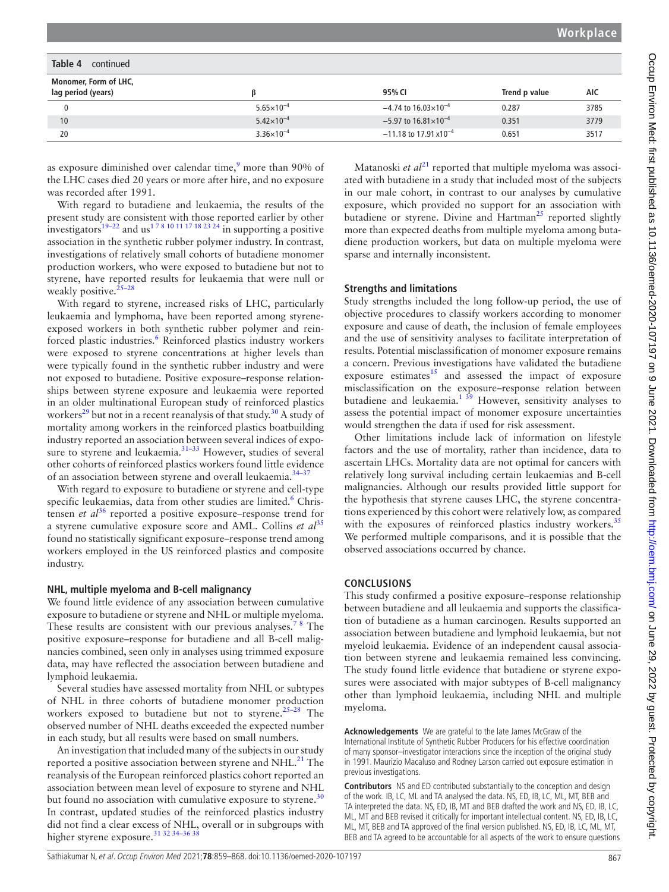**Table 4** continued

| Monomer, Form of LHC, lag period (years) | β | 95% CI | Trend p value | AIC |
|---|---|---|---|---|
| 0 | $5.65\times10^{-4}$ | $-4.74$ to $16.03\times10^{-4}$ | 0.287 | 3785 |
| 10 | $5.42\times10^{-4}$ | $-5.97$ to $16.81\times10^{-4}$ | 0.351 | 3779 |
| 20 | $3.36\times10^{-4}$ | $-11.18$ to $17.91\times10^{-4}$ | 0.651 | 3517 |

as exposure diminished over calendar time,[9] more than 90% of the LHC cases died 20 years or more after hire, and no exposure was recorded after 1991.

With regard to butadiene and leukaemia, the results of the present study are consistent with those reported earlier by other investigators[19–22] and us[1 7 8 10 11 17 18 23 24] in supporting a positive association in the synthetic rubber polymer industry. In contrast, investigations of relatively small cohorts of butadiene monomer production workers, who were exposed to butadiene but not to styrene, have reported results for leukaemia that were null or weakly positive.[25–28]

With regard to styrene, increased risks of LHC, particularly leukaemia and lymphoma, have been reported among styrene-exposed workers in both synthetic rubber polymer and reinforced plastic industries.[6] Reinforced plastics industry workers were exposed to styrene concentrations at higher levels than were typically found in the synthetic rubber industry and were not exposed to butadiene. Positive exposure–response relationships between styrene exposure and leukaemia were reported in an older multinational European study of reinforced plastics workers[29] but not in a recent reanalysis of that study.[30] A study of mortality among workers in the reinforced plastics boatbuilding industry reported an association between several indices of exposure to styrene and leukaemia.[31–33] However, studies of several other cohorts of reinforced plastics workers found little evidence of an association between styrene and overall leukaemia.[34–37]

With regard to exposure to butadiene or styrene and cell-type specific leukaemias, data from other studies are limited.[6] Christensen *et al*[36] reported a positive exposure–response trend for a styrene cumulative exposure score and AML. Collins *et al*[35] found no statistically significant exposure–response trend among workers employed in the US reinforced plastics and composite industry.

### NHL, multiple myeloma and B-cell malignancy

We found little evidence of any association between cumulative exposure to butadiene or styrene and NHL or multiple myeloma. These results are consistent with our previous analyses.[7 8] The positive exposure–response for butadiene and all B-cell malignancies combined, seen only in analyses using trimmed exposure data, may have reflected the association between butadiene and lymphoid leukaemia.

Several studies have assessed mortality from NHL or subtypes of NHL in three cohorts of butadiene monomer production workers exposed to butadiene but not to styrene.[25–28] The observed number of NHL deaths exceeded the expected number in each study, but all results were based on small numbers.

An investigation that included many of the subjects in our study reported a positive association between styrene and NHL.[21] The reanalysis of the European reinforced plastics cohort reported an association between mean level of exposure to styrene and NHL but found no association with cumulative exposure to styrene.[30] In contrast, updated studies of the reinforced plastics industry did not find a clear excess of NHL, overall or in subgroups with higher styrene exposure.[31 32 34–36 38]

Matanoski *et al*[21] reported that multiple myeloma was associated with butadiene in a study that included most of the subjects in our male cohort, in contrast to our analyses by cumulative exposure, which provided no support for an association with butadiene or styrene. Divine and Hartman[25] reported slightly more than expected deaths from multiple myeloma among butadiene production workers, but data on multiple myeloma were sparse and internally inconsistent.

### Strengths and limitations

Study strengths included the long follow-up period, the use of objective procedures to classify workers according to monomer exposure and cause of death, the inclusion of female employees and the use of sensitivity analyses to facilitate interpretation of results. Potential misclassification of monomer exposure remains a concern. Previous investigations have validated the butadiene exposure estimates[15] and assessed the impact of exposure misclassification on the exposure–response relation between butadiene and leukaemia.[1 39] However, sensitivity analyses to assess the potential impact of monomer exposure uncertainties would strengthen the data if used for risk assessment.

Other limitations include lack of information on lifestyle factors and the use of mortality, rather than incidence, data to ascertain LHCs. Mortality data are not optimal for cancers with relatively long survival including certain leukaemias and B-cell malignancies. Although our results provided little support for the hypothesis that styrene causes LHC, the styrene concentrations experienced by this cohort were relatively low, as compared with the exposures of reinforced plastics industry workers.[35] We performed multiple comparisons, and it is possible that the observed associations occurred by chance.

## CONCLUSIONS

This study confirmed a positive exposure–response relationship between butadiene and all leukaemia and supports the classification of butadiene as a human carcinogen. Results supported an association between butadiene and lymphoid leukaemia, but not myeloid leukaemia. Evidence of an independent causal association between styrene and leukaemia remained less convincing. The study found little evidence that butadiene or styrene exposures were associated with major subtypes of B-cell malignancy other than lymphoid leukaemia, including NHL and multiple myeloma.

**Acknowledgements** We are grateful to the late James McGraw of the International Institute of Synthetic Rubber Producers for his effective coordination of many sponsor–investigator interactions since the inception of the original study in 1991. Maurizio Macaluso and Rodney Larson carried out exposure estimation in previous investigations.

**Contributors** NS and ED contributed substantially to the conception and design of the work. IB, LC, ML and TA analysed the data. NS, ED, IB, LC, ML, MT, BEB and TA interpreted the data. NS, ED, IB, MT and BEB drafted the work and NS, ED, IB, LC, ML, MT and BEB revised it critically for important intellectual content. NS, ED, IB, LC, ML, MT, BEB and TA approved of the final version published. NS, ED, IB, LC, ML, MT, BEB and TA agreed to be accountable for all aspects of the work to ensure questions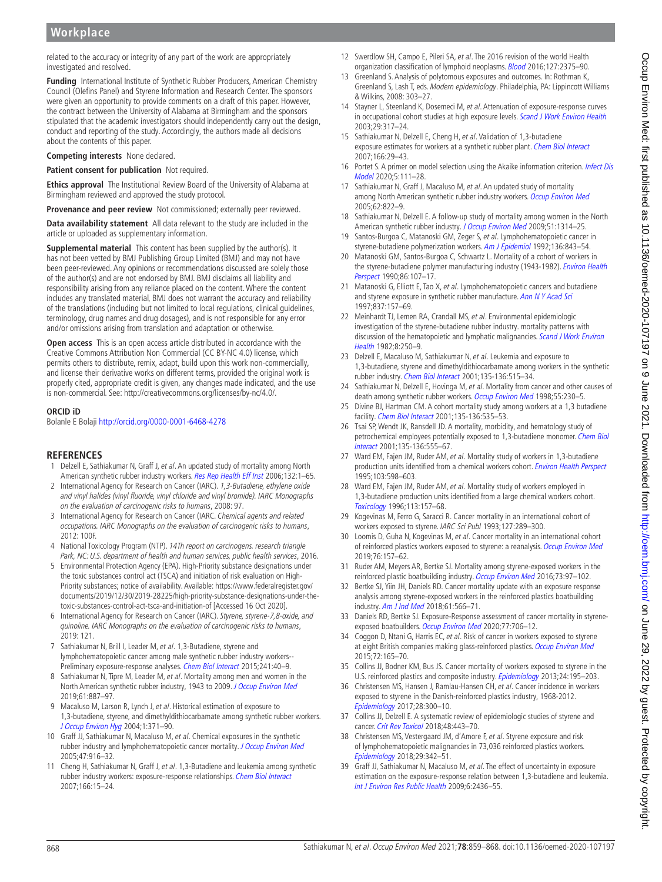related to the accuracy or integrity of any part of the work are appropriately investigated and resolved.

**Funding** International Institute of Synthetic Rubber Producers, American Chemistry Council (Olefins Panel) and Styrene Information and Research Center. The sponsors were given an opportunity to provide comments on a draft of this paper. However, the contract between the University of Alabama at Birmingham and the sponsors stipulated that the academic investigators should independently carry out the design, conduct and reporting of the study. Accordingly, the authors made all decisions about the contents of this paper.

**Competing interests** None declared.

**Patient consent for publication** Not required.

**Ethics approval** The Institutional Review Board of the University of Alabama at Birmingham reviewed and approved the study protocol.

**Provenance and peer review** Not commissioned; externally peer reviewed.

**Data availability statement** All data relevant to the study are included in the article or uploaded as supplementary information.

**Supplemental material** This content has been supplied by the author(s). It has not been vetted by BMJ Publishing Group Limited (BMJ) and may not have been peer-reviewed. Any opinions or recommendations discussed are solely those of the author(s) and are not endorsed by BMJ. BMJ disclaims all liability and responsibility arising from any reliance placed on the content. Where the content includes any translated material, BMJ does not warrant the accuracy and reliability of the translations (including but not limited to local regulations, clinical guidelines, terminology, drug names and drug dosages), and is not responsible for any error and/or omissions arising from translation and adaptation or otherwise.

**Open access** This is an open access article distributed in accordance with the Creative Commons Attribution Non Commercial (CC BY-NC 4.0) license, which permits others to distribute, remix, adapt, build upon this work non-commercially, and license their derivative works on different terms, provided the original work is properly cited, appropriate credit is given, any changes made indicated, and the use is non-commercial. See: http://creativecommons.org/licenses/by-nc/4.0/.

### ORCID iD

Bolanle E Bolaji http://orcid.org/0000-0001-6468-4278

## REFERENCES

1. Delzell E, Sathiakumar N, Graff J, *et al*. An updated study of mortality among North American synthetic rubber industry workers. *Res Rep Health Eff Inst* 2006;132:1–65.
2. International Agency for Research on Cancer (IARC). *1,3-Butadiene, ethylene oxide and vinyl halides (vinyl fluoride, vinyl chloride and vinyl bromide). IARC Monographs on the evaluation of carcinogenic risks to humans*, 2008: 97.
3. International Agency for Research on Cancer (IARC. *Chemical agents and related occupations. IARC Monographs on the evaluation of carcinogenic risks to humans*, 2012: 100F.
4. National Toxicology Program (NTP). *14Th report on carcinogens. research triangle Park, NC: U.S. department of health and human services, public health services*, 2016.
5. Environmental Protection Agency (EPA). High-Priority substance designations under the toxic substances control act (TSCA) and initiation of risk evaluation on High-Priority substances; notice of availability. Available: https://www.federalregister.gov/documents/2019/12/30/2019-28225/high-priority-substance-designations-under-the-toxic-substances-control-act-tsca-and-initiation-of [Accessed 16 Oct 2020].
6. International Agency for Research on Cancer (IARC). *Styrene, styrene-7,8-oxide, and quinoline. IARC Monographs on the evaluation of carcinogenic risks to humans*, 2019: 121.
7. Sathiakumar N, Brill I, Leader M, *et al*. 1,3-Butadiene, styrene and lymphohematopoietic cancer among male synthetic rubber industry workers--Preliminary exposure-response analyses. *Chem Biol Interact* 2015;241:40–9.
8. Sathiakumar N, Tipre M, Leader M, *et al*. Mortality among men and women in the North American synthetic rubber industry, 1943 to 2009. *J Occup Environ Med* 2019;61:887–97.
9. Macaluso M, Larson R, Lynch J, *et al*. Historical estimation of exposure to 1,3-butadiene, styrene, and dimethyldithiocarbamate among synthetic rubber workers. *J Occup Environ Hyg* 2004;1:371–90.
10. Graff JJ, Sathiakumar N, Macaluso M, *et al*. Chemical exposures in the synthetic rubber industry and lymphohematopoietic cancer mortality. *J Occup Environ Med* 2005;47:916–32.
11. Cheng H, Sathiakumar N, Graff J, *et al*. 1,3-Butadiene and leukemia among synthetic rubber industry workers: exposure-response relationships. *Chem Biol Interact* 2007;166:15–24.
12. Swerdlow SH, Campo E, Pileri SA, *et al*. The 2016 revision of the world Health organization classification of lymphoid neoplasms. *Blood* 2016;127:2375–90.
13. Greenland S. Analysis of polytomous exposures and outcomes. In: Rothman K, Greenland S, Lash T, eds. *Modern epidemiology*. Philadelphia, PA: Lippincott Williams & Wilkins, 2008: 303–27.
14. Stayner L, Steenland K, Dosemeci M, *et al*. Attenuation of exposure-response curves in occupational cohort studies at high exposure levels. *Scand J Work Environ Health* 2003;29:317–24.
15. Sathiakumar N, Delzell E, Cheng H, *et al*. Validation of 1,3-butadiene exposure estimates for workers at a synthetic rubber plant. *Chem Biol Interact* 2007;166:29–43.
16. Portet S. A primer on model selection using the Akaike information criterion. *Infect Dis Model* 2020;5:111–28.
17. Sathiakumar N, Graff J, Macaluso M, *et al*. An updated study of mortality among North American synthetic rubber industry workers. *Occup Environ Med* 2005;62:822–9.
18. Sathiakumar N, Delzell E. A follow-up study of mortality among women in the North American synthetic rubber industry. *J Occup Environ Med* 2009;51:1314–25.
19. Santos-Burgoa C, Matanoski GM, Zeger S, *et al*. Lymphohematopoietic cancer in styrene-butadiene polymerization workers. *Am J Epidemiol* 1992;136:843–54.
20. Matanoski GM, Santos-Burgoa C, Schwartz L. Mortality of a cohort of workers in the styrene-butadiene polymer manufacturing industry (1943-1982). *Environ Health Perspect* 1990;86:107–17.
21. Matanoski G, Elliott E, Tao X, *et al*. Lymphohematopoietic cancers and butadiene and styrene exposure in synthetic rubber manufacture. *Ann N Y Acad Sci* 1997;837:157–69.
22. Meinhardt TJ, Lemen RA, Crandall MS, *et al*. Environmental epidemiologic investigation of the styrene-butadiene rubber industry. mortality patterns with discussion of the hematopoietic and lymphatic malignancies. *Scand J Work Environ Health* 1982;8:250–9.
23. Delzell E, Macaluso M, Sathiakumar N, *et al*. Leukemia and exposure to 1,3-butadiene, styrene and dimethyldithiocarbamate among workers in the synthetic rubber industry. *Chem Biol Interact* 2001;135-136:515–34.
24. Sathiakumar N, Delzell E, Hovinga M, *et al*. Mortality from cancer and other causes of death among synthetic rubber workers. *Occup Environ Med* 1998;55:230–5.
25. Divine BJ, Hartman CM. A cohort mortality study among workers at a 1,3 butadiene facility. *Chem Biol Interact* 2001;135-136:535–53.
26. Tsai SP, Wendt JK, Ransdell JD. A mortality, morbidity, and hematology study of petrochemical employees potentially exposed to 1,3-butadiene monomer. *Chem Biol Interact* 2001;135-136:555–67.
27. Ward EM, Fajen JM, Ruder AM, *et al*. Mortality study of workers in 1,3-butadiene production units identified from a chemical workers cohort. *Environ Health Perspect* 1995;103:598–603.
28. Ward EM, Fajen JM, Ruder AM, *et al*. Mortality study of workers employed in 1,3-butadiene production units identified from a large chemical workers cohort. *Toxicology* 1996;113:157–68.
29. Kogevinas M, Ferro G, Saracci R. Cancer mortality in an international cohort of workers exposed to styrene. *IARC Sci Publ* 1993;127:289–300.
30. Loomis D, Guha N, Kogevinas M, *et al*. Cancer mortality in an international cohort of reinforced plastics workers exposed to styrene: a reanalysis. *Occup Environ Med* 2019;76:157–62.
31. Ruder AM, Meyers AR, Bertke SJ. Mortality among styrene-exposed workers in the reinforced plastic boatbuilding industry. *Occup Environ Med* 2016;73:97–102.
32. Bertke SJ, Yiin JH, Daniels RD. Cancer mortality update with an exposure response analysis among styrene-exposed workers in the reinforced plastics boatbuilding industry. *Am J Ind Med* 2018;61:566–71.
33. Daniels RD, Bertke SJ. Exposure-Response assessment of cancer mortality in styrene-exposed boatbuilders. *Occup Environ Med* 2020;77:706–12.
34. Coggon D, Ntani G, Harris EC, *et al*. Risk of cancer in workers exposed to styrene at eight British companies making glass-reinforced plastics. *Occup Environ Med* 2015;72:165–70.
35. Collins JJ, Bodner KM, Bus JS. Cancer mortality of workers exposed to styrene in the U.S. reinforced plastics and composite industry. *Epidemiology* 2013;24:195–203.
36. Christensen MS, Hansen J, Ramlau-Hansen CH, *et al*. Cancer incidence in workers exposed to styrene in the Danish-reinforced plastics industry, 1968-2012. *Epidemiology* 2017;28:300–10.
37. Collins JJ, Delzell E. A systematic review of epidemiologic studies of styrene and cancer. *Crit Rev Toxicol* 2018;48:443–70.
38. Christensen MS, Vestergaard JM, d'Amore F, *et al*. Styrene exposure and risk of lymphohematopoietic malignancies in 73,036 reinforced plastics workers. *Epidemiology* 2018;29:342–51.
39. Graff JJ, Sathiakumar N, Macaluso M, *et al*. The effect of uncertainty in exposure estimation on the exposure-response relation between 1,3-butadiene and leukemia. *Int J Environ Res Public Health* 2009;6:2436–55.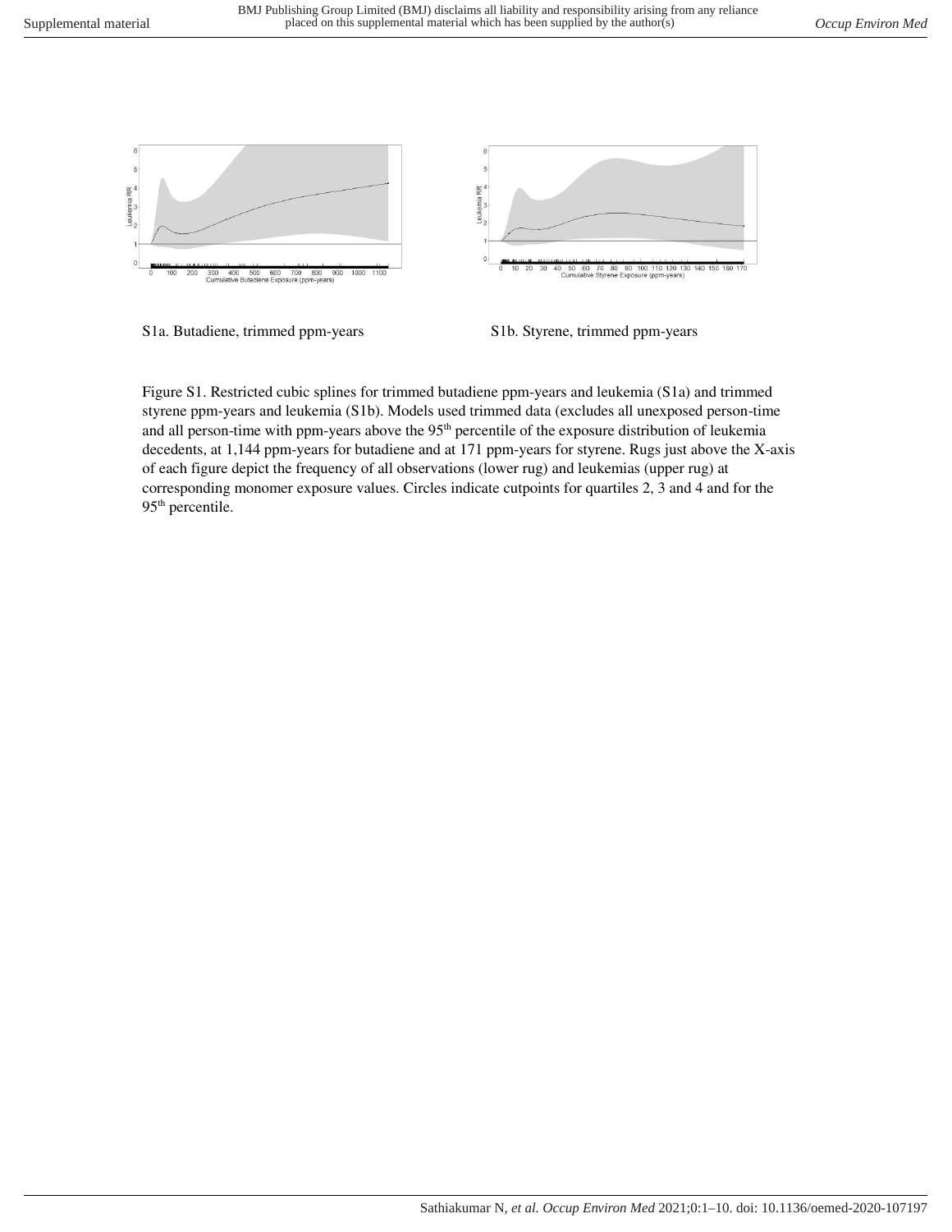S1a. Butadiene, trimmed ppm-years

S1b. Styrene, trimmed ppm-years

Figure S1. Restricted cubic splines for trimmed butadiene ppm-years and leukemia (S1a) and trimmed styrene ppm-years and leukemia (S1b). Models used trimmed data (excludes all unexposed person-time and all person-time with ppm-years above the 95th percentile of the exposure distribution of leukemia decedents, at 1,144 ppm-years for butadiene and at 171 ppm-years for styrene. Rugs just above the X-axis of each figure depict the frequency of all observations (lower rug) and leukemias (upper rug) at corresponding monomer exposure values. Circles indicate cutpoints for quartiles 2, 3 and 4 and for the 95th percentile.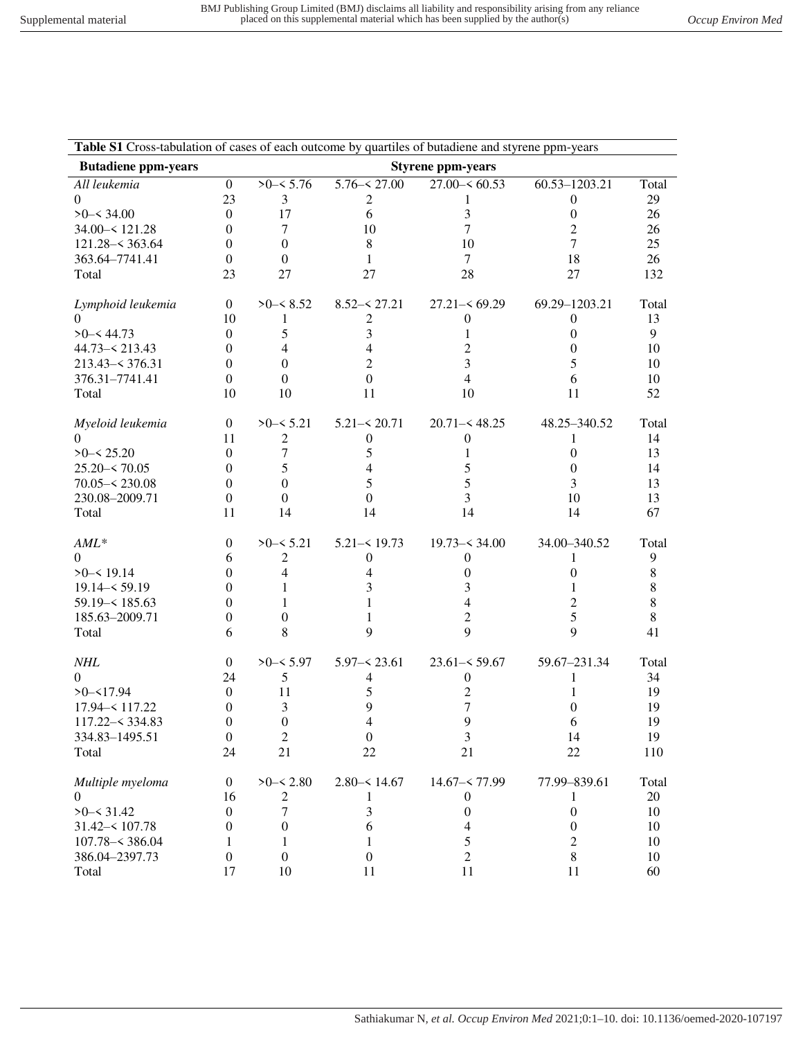**Table S1** Cross-tabulation of cases of each outcome by quartiles of butadiene and styrene ppm-years

| **Butadiene ppm-years** | **Styrene ppm-years** | | | | | |
|---|---|---|---|---|---|---|
| *All leukemia* | 0 | >0–< 5.76 | 5.76–< 27.00 | 27.00–< 60.53 | 60.53–1203.21 | Total |
| 0 | 23 | 3 | 2 | 1 | 0 | 29 |
| >0–< 34.00 | 0 | 17 | 6 | 3 | 0 | 26 |
| 34.00–< 121.28 | 0 | 7 | 10 | 7 | 2 | 26 |
| 121.28–< 363.64 | 0 | 0 | 8 | 10 | 7 | 25 |
| 363.64–7741.41 | 0 | 0 | 1 | 7 | 18 | 26 |
| Total | 23 | 27 | 27 | 28 | 27 | 132 |
| *Lymphoid leukemia* | 0 | >0–< 8.52 | 8.52–< 27.21 | 27.21–< 69.29 | 69.29–1203.21 | Total |
| 0 | 10 | 1 | 2 | 0 | 0 | 13 |
| >0–< 44.73 | 0 | 5 | 3 | 1 | 0 | 9 |
| 44.73–< 213.43 | 0 | 4 | 4 | 2 | 0 | 10 |
| 213.43–< 376.31 | 0 | 0 | 2 | 3 | 5 | 10 |
| 376.31–7741.41 | 0 | 0 | 0 | 4 | 6 | 10 |
| Total | 10 | 10 | 11 | 10 | 11 | 52 |
| *Myeloid leukemia* | 0 | >0–< 5.21 | 5.21–< 20.71 | 20.71–< 48.25 | 48.25–340.52 | Total |
| 0 | 11 | 2 | 0 | 0 | 1 | 14 |
| >0–< 25.20 | 0 | 7 | 5 | 1 | 0 | 13 |
| 25.20–< 70.05 | 0 | 5 | 4 | 5 | 0 | 14 |
| 70.05–< 230.08 | 0 | 0 | 5 | 5 | 3 | 13 |
| 230.08–2009.71 | 0 | 0 | 0 | 3 | 10 | 13 |
| Total | 11 | 14 | 14 | 14 | 14 | 67 |
| *AML\** | 0 | >0–< 5.21 | 5.21–< 19.73 | 19.73–< 34.00 | 34.00–340.52 | Total |
| 0 | 6 | 2 | 0 | 0 | 1 | 9 |
| >0–< 19.14 | 0 | 4 | 4 | 0 | 0 | 8 |
| 19.14–< 59.19 | 0 | 1 | 3 | 3 | 1 | 8 |
| 59.19–< 185.63 | 0 | 1 | 1 | 4 | 2 | 8 |
| 185.63–2009.71 | 0 | 0 | 1 | 2 | 5 | 8 |
| Total | 6 | 8 | 9 | 9 | 9 | 41 |
| *NHL* | 0 | >0–< 5.97 | 5.97–< 23.61 | 23.61–< 59.67 | 59.67–231.34 | Total |
| 0 | 24 | 5 | 4 | 0 | 1 | 34 |
| >0–<17.94 | 0 | 11 | 5 | 2 | 1 | 19 |
| 17.94–< 117.22 | 0 | 3 | 9 | 7 | 0 | 19 |
| 117.22–< 334.83 | 0 | 0 | 4 | 9 | 6 | 19 |
| 334.83–1495.51 | 0 | 2 | 0 | 3 | 14 | 19 |
| Total | 24 | 21 | 22 | 21 | 22 | 110 |
| *Multiple myeloma* | 0 | >0–< 2.80 | 2.80–< 14.67 | 14.67–< 77.99 | 77.99–839.61 | Total |
| 0 | 16 | 2 | 1 | 0 | 1 | 20 |
| >0–< 31.42 | 0 | 7 | 3 | 0 | 0 | 10 |
| 31.42–< 107.78 | 0 | 0 | 6 | 4 | 0 | 10 |
| 107.78–< 386.04 | 1 | 1 | 1 | 5 | 2 | 10 |
| 386.04–2397.73 | 0 | 0 | 0 | 2 | 8 | 10 |
| Total | 17 | 10 | 11 | 11 | 11 | 60 |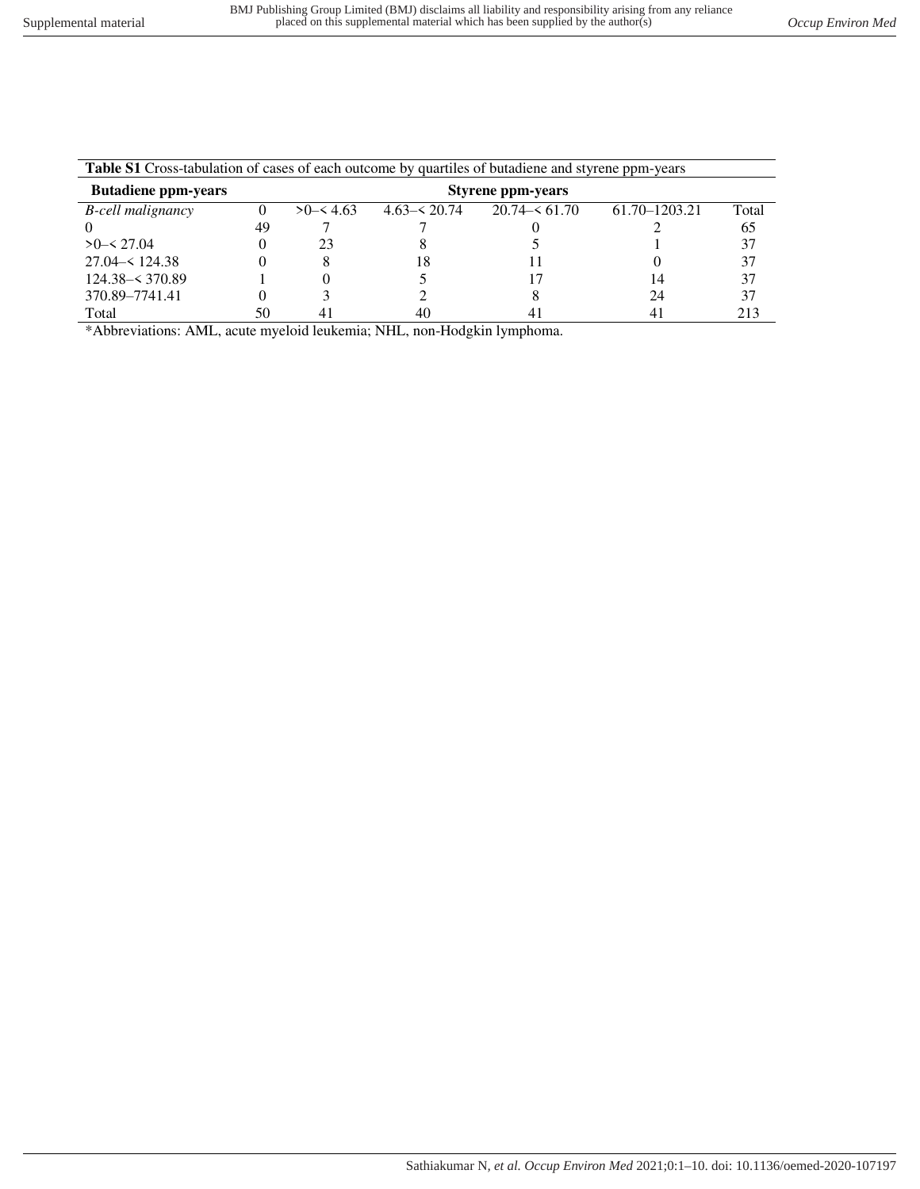**Table S1** Cross-tabulation of cases of each outcome by quartiles of butadiene and styrene ppm-years

| **Butadiene ppm-years** | **Styrene ppm-years** | | | | | |
|---|---|---|---|---|---|---|
| *B-cell malignancy* | 0 | >0–< 4.63 | 4.63–< 20.74 | 20.74–< 61.70 | 61.70–1203.21 | Total |
| 0 | 49 | 7 | 7 | 0 | 2 | 65 |
| >0–< 27.04 | 0 | 23 | 8 | 5 | 1 | 37 |
| 27.04–< 124.38 | 0 | 8 | 18 | 11 | 0 | 37 |
| 124.38–< 370.89 | 1 | 0 | 5 | 17 | 14 | 37 |
| 370.89–7741.41 | 0 | 3 | 2 | 8 | 24 | 37 |
| Total | 50 | 41 | 40 | 41 | 41 | 213 |

*Abbreviations: AML, acute myeloid leukemia; NHL, non-Hodgkin lymphoma.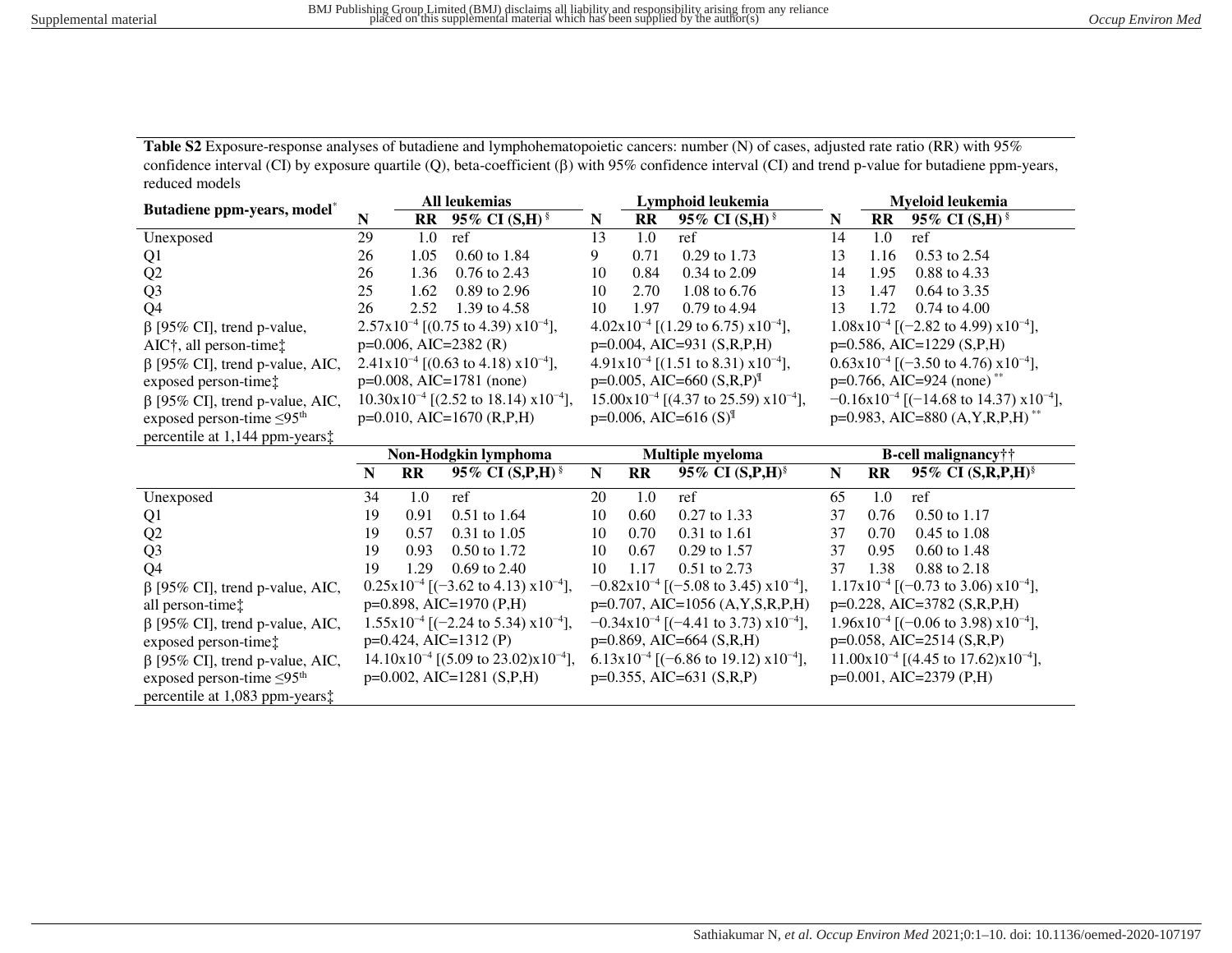**Table S2** Exposure-response analyses of butadiene and lymphohematopoietic cancers: number (N) of cases, adjusted rate ratio (RR) with 95% confidence interval (CI) by exposure quartile (Q), beta-coefficient (β) with 95% confidence interval (CI) and trend p-value for butadiene ppm-years, reduced models

| Butadiene ppm-years, model* | All leukemias | | | Lymphoid leukemia | | | Myeloid leukemia | | |
|---|---|---|---|---|---|---|---|---|---|
| | **N** | **RR** | **95% CI (S,H)** § | **N** | **RR** | **95% CI (S,H)** § | **N** | **RR** | **95% CI (S,H)** § |
| Unexposed | 29 | 1.0 | ref | 13 | 1.0 | ref | 14 | 1.0 | ref |
| Q1 | 26 | 1.05 | 0.60 to 1.84 | 9 | 0.71 | 0.29 to 1.73 | 13 | 1.16 | 0.53 to 2.54 |
| Q2 | 26 | 1.36 | 0.76 to 2.43 | 10 | 0.84 | 0.34 to 2.09 | 14 | 1.95 | 0.88 to 4.33 |
| Q3 | 25 | 1.62 | 0.89 to 2.96 | 10 | 2.70 | 1.08 to 6.76 | 13 | 1.47 | 0.64 to 3.35 |
| Q4 | 26 | 2.52 | 1.39 to 4.58 | 10 | 1.97 | 0.79 to 4.94 | 13 | 1.72 | 0.74 to 4.00 |
| β [95% CI], trend p-value, AIC†, all person-time‡ | $2.57 \times 10^{-4}$ [(0.75 to 4.39) $\times 10^{-4}$], p=0.006, AIC=2382 (R) | | | $4.02 \times 10^{-4}$ [(1.29 to 6.75) $\times 10^{-4}$], p=0.004, AIC=931 (S,R,P,H) | | | $1.08 \times 10^{-4}$ [(−2.82 to 4.99) $\times 10^{-4}$], p=0.586, AIC=1229 (S,P,H) | | |
| β [95% CI], trend p-value, AIC, exposed person-time‡ | $2.41 \times 10^{-4}$ [(0.63 to 4.18) $\times 10^{-4}$], p=0.008, AIC=1781 (none) | | | $4.91 \times 10^{-4}$ [(1.51 to 8.31) $\times 10^{-4}$], p=0.005, AIC=660 (S,R,P)¶ | | | $0.63 \times 10^{-4}$ [(−3.50 to 4.76) $\times 10^{-4}$], p=0.766, AIC=924 (none) ** | | |
| β [95% CI], trend p-value, AIC, exposed person-time ≤95th percentile at 1,144 ppm-years‡ | $10.30 \times 10^{-4}$ [(2.52 to 18.14) $\times 10^{-4}$], p=0.010, AIC=1670 (R,P,H) | | | $15.00 \times 10^{-4}$ [(4.37 to 25.59) $\times 10^{-4}$], p=0.006, AIC=616 (S)¶ | | | $-0.16 \times 10^{-4}$ [(−14.68 to 14.37) $\times 10^{-4}$], p=0.983, AIC=880 (A,Y,R,P,H) ** | | |
| | **Non-Hodgkin lymphoma** | | | **Multiple myeloma** | | | **B-cell malignancy††** | | |
| | **N** | **RR** | **95% CI (S,P,H)** § | **N** | **RR** | **95% CI (S,P,H)** § | **N** | **RR** | **95% CI (S,R,P,H)** § |
| Unexposed | 34 | 1.0 | ref | 20 | 1.0 | ref | 65 | 1.0 | ref |
| Q1 | 19 | 0.91 | 0.51 to 1.64 | 10 | 0.60 | 0.27 to 1.33 | 37 | 0.76 | 0.50 to 1.17 |
| Q2 | 19 | 0.57 | 0.31 to 1.05 | 10 | 0.70 | 0.31 to 1.61 | 37 | 0.70 | 0.45 to 1.08 |
| Q3 | 19 | 0.93 | 0.50 to 1.72 | 10 | 0.67 | 0.29 to 1.57 | 37 | 0.95 | 0.60 to 1.48 |
| Q4 | 19 | 1.29 | 0.69 to 2.40 | 10 | 1.17 | 0.51 to 2.73 | 37 | 1.38 | 0.88 to 2.18 |
| β [95% CI], trend p-value, AIC, all person-time‡ | $0.25 \times 10^{-4}$ [(−3.62 to 4.13) $\times 10^{-4}$], p=0.898, AIC=1970 (P,H) | | | $-0.82 \times 10^{-4}$ [(−5.08 to 3.45) $\times 10^{-4}$], p=0.707, AIC=1056 (A,Y,S,R,P,H) | | | $1.17 \times 10^{-4}$ [(−0.73 to 3.06) $\times 10^{-4}$], p=0.228, AIC=3782 (S,R,P,H) | | |
| β [95% CI], trend p-value, AIC, exposed person-time‡ | $1.55 \times 10^{-4}$ [(−2.24 to 5.34) $\times 10^{-4}$], p=0.424, AIC=1312 (P) | | | $-0.34 \times 10^{-4}$ [(−4.41 to 3.73) $\times 10^{-4}$], p=0.869, AIC=664 (S,R,H) | | | $1.96 \times 10^{-4}$ [(−0.06 to 3.98) $\times 10^{-4}$], p=0.058, AIC=2514 (S,R,P) | | |
| β [95% CI], trend p-value, AIC, exposed person-time ≤95th percentile at 1,083 ppm-years‡ | $14.10 \times 10^{-4}$ [(5.09 to 23.02) $\times 10^{-4}$], p=0.002, AIC=1281 (S,P,H) | | | $6.13 \times 10^{-4}$ [(−6.86 to 19.12) $\times 10^{-4}$], p=0.355, AIC=631 (S,R,P) | | | $11.00 \times 10^{-4}$ [(4.45 to 17.62) $\times 10^{-4}$], p=0.001, AIC=2379 (P,H) | | |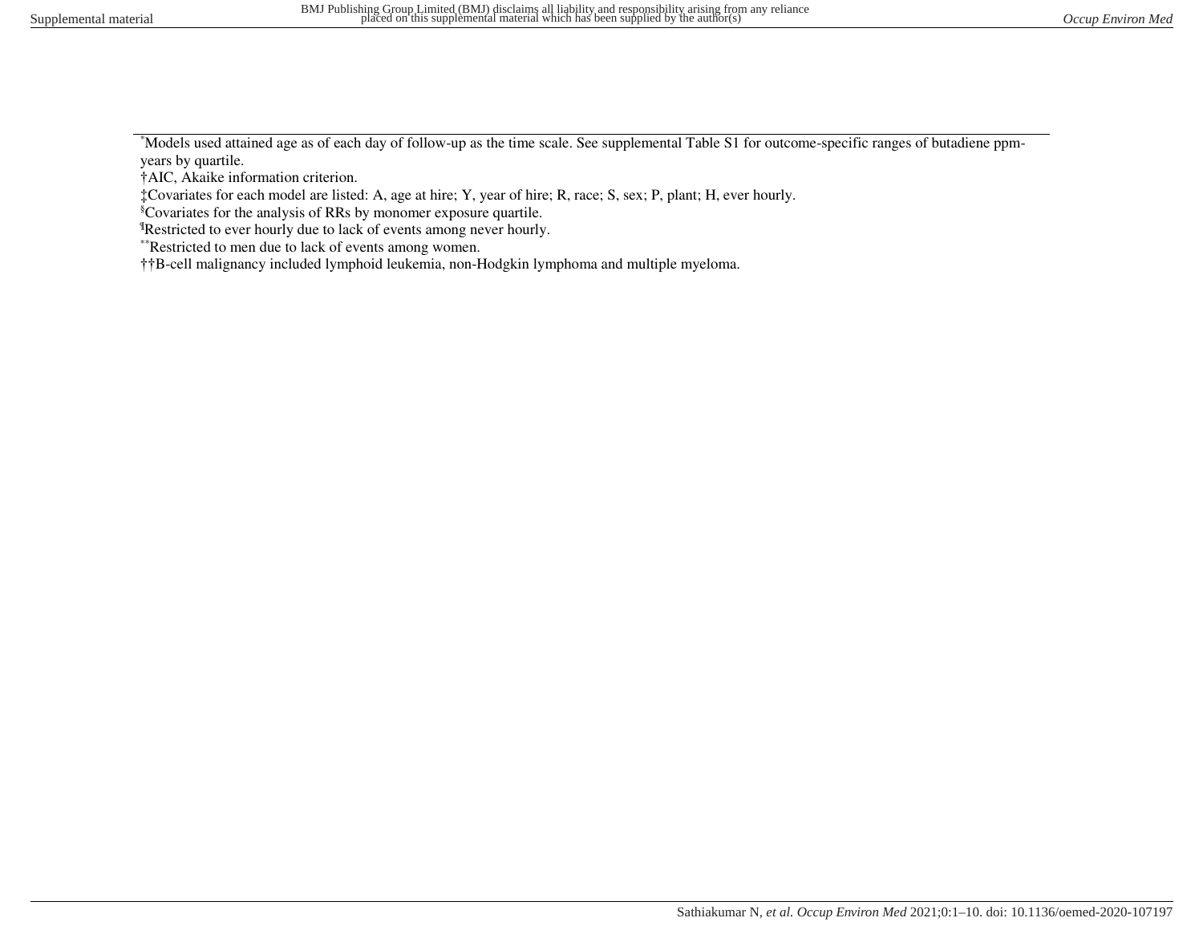*Models used attained age as of each day of follow-up as the time scale. See supplemental Table S1 for outcome-specific ranges of butadiene ppm-years by quartile.

†AIC, Akaike information criterion.

‡Covariates for each model are listed: A, age at hire; Y, year of hire; R, race; S, sex; P, plant; H, ever hourly.

§Covariates for the analysis of RRs by monomer exposure quartile.

¶Restricted to ever hourly due to lack of events among never hourly.

**Restricted to men due to lack of events among women.

††B-cell malignancy included lymphoid leukemia, non-Hodgkin lymphoma and multiple myeloma.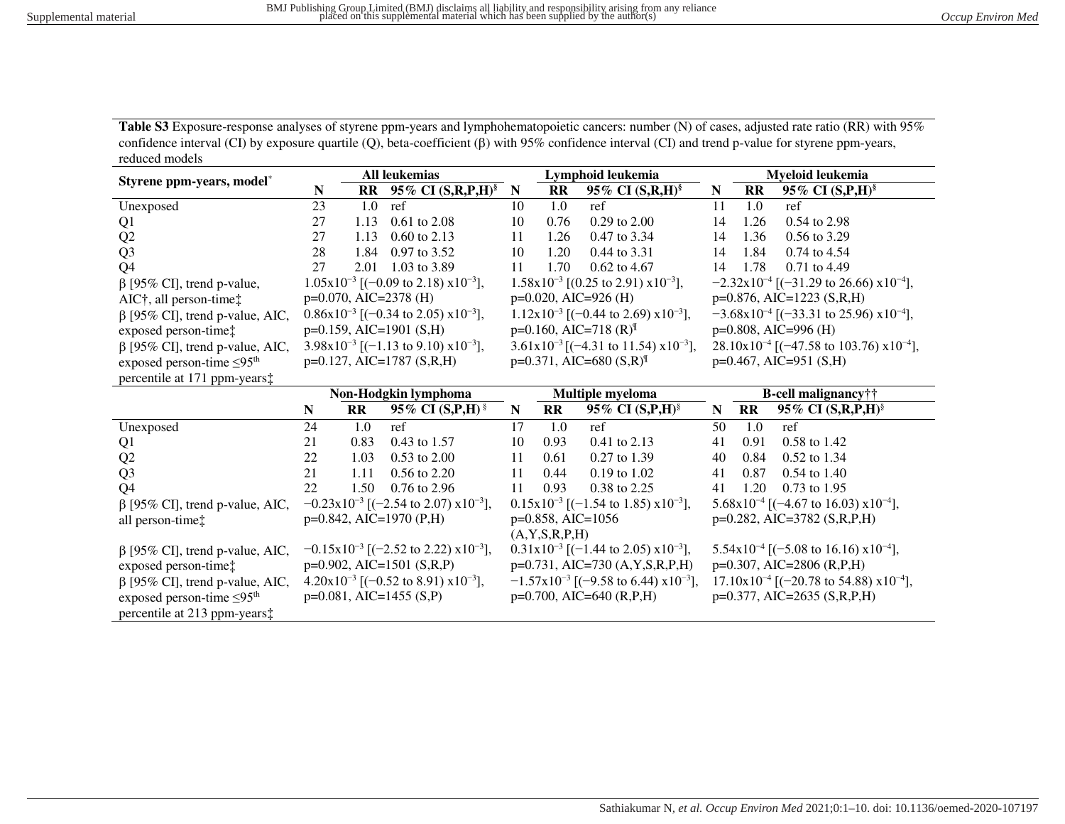**Table S3** Exposure-response analyses of styrene ppm-years and lymphohematopoietic cancers: number (N) of cases, adjusted rate ratio (RR) with 95% confidence interval (CI) by exposure quartile (Q), beta-coefficient (β) with 95% confidence interval (CI) and trend p-value for styrene ppm-years, reduced models

| Styrene ppm-years, model* | All leukemias | | | Lymphoid leukemia | | | Myeloid leukemia | | |
|---|---|---|---|---|---|---|---|---|---|
| | N | RR | 95% CI (S,R,P,H)§ | N | RR | 95% CI (S,R,H)§ | N | RR | 95% CI (S,P,H)§ |
| Unexposed | 23 | 1.0 | ref | 10 | 1.0 | ref | 11 | 1.0 | ref |
| Q1 | 27 | 1.13 | 0.61 to 2.08 | 10 | 0.76 | 0.29 to 2.00 | 14 | 1.26 | 0.54 to 2.98 |
| Q2 | 27 | 1.13 | 0.60 to 2.13 | 11 | 1.26 | 0.47 to 3.34 | 14 | 1.36 | 0.56 to 3.29 |
| Q3 | 28 | 1.84 | 0.97 to 3.52 | 10 | 1.20 | 0.44 to 3.31 | 14 | 1.84 | 0.74 to 4.54 |
| Q4 | 27 | 2.01 | 1.03 to 3.89 | 11 | 1.70 | 0.62 to 4.67 | 14 | 1.78 | 0.71 to 4.49 |
| β [95% CI], trend p-value, AIC†, all person-time‡ | $1.05 \times 10^{-3}$ [(−0.09 to 2.18) $\times 10^{-3}$], p=0.070, AIC=2378 (H) | | | $1.58 \times 10^{-3}$ [(0.25 to 2.91) $\times 10^{-3}$], p=0.020, AIC=926 (H) | | | $-2.32 \times 10^{-4}$ [(−31.29 to 26.66) $\times 10^{-4}$], p=0.876, AIC=1223 (S,R,H) | | |
| β [95% CI], trend p-value, AIC, exposed person-time‡ | $0.86 \times 10^{-3}$ [(−0.34 to 2.05) $\times 10^{-3}$], p=0.159, AIC=1901 (S,H) | | | $1.12 \times 10^{-3}$ [(−0.44 to 2.69) $\times 10^{-3}$], p=0.160, AIC=718 (R)¶ | | | $-3.68 \times 10^{-4}$ [(−33.31 to 25.96) $\times 10^{-4}$], p=0.808, AIC=996 (H) | | |
| β [95% CI], trend p-value, AIC, exposed person-time ≤95th percentile at 171 ppm-years‡ | $3.98 \times 10^{-3}$ [(−1.13 to 9.10) $\times 10^{-3}$], p=0.127, AIC=1787 (S,R,H) | | | $3.61 \times 10^{-3}$ [(−4.31 to 11.54) $\times 10^{-3}$], p=0.371, AIC=680 (S,R)¶ | | | $28.10 \times 10^{-4}$ [(−47.58 to 103.76) $\times 10^{-4}$], p=0.467, AIC=951 (S,H) | | |
| | **Non-Hodgkin lymphoma** | | | **Multiple myeloma** | | | **B-cell malignancy††** | | |
| | N | RR | 95% CI (S,P,H)§ | N | RR | 95% CI (S,P,H)§ | N | RR | 95% CI (S,R,P,H)§ |
| Unexposed | 24 | 1.0 | ref | 17 | 1.0 | ref | 50 | 1.0 | ref |
| Q1 | 21 | 0.83 | 0.43 to 1.57 | 10 | 0.93 | 0.41 to 2.13 | 41 | 0.91 | 0.58 to 1.42 |
| Q2 | 22 | 1.03 | 0.53 to 2.00 | 11 | 0.61 | 0.27 to 1.39 | 40 | 0.84 | 0.52 to 1.34 |
| Q3 | 21 | 1.11 | 0.56 to 2.20 | 11 | 0.44 | 0.19 to 1.02 | 41 | 0.87 | 0.54 to 1.40 |
| Q4 | 22 | 1.50 | 0.76 to 2.96 | 11 | 0.93 | 0.38 to 2.25 | 41 | 1.20 | 0.73 to 1.95 |
| β [95% CI], trend p-value, AIC, all person-time‡ | $-0.23 \times 10^{-3}$ [(−2.54 to 2.07) $\times 10^{-3}$], p=0.842, AIC=1970 (P,H) | | | $0.15 \times 10^{-3}$ [(−1.54 to 1.85) $\times 10^{-3}$], p=0.858, AIC=1056 (A,Y,S,R,P,H) | | | $5.68 \times 10^{-4}$ [(−4.67 to 16.03) $\times 10^{-4}$], p=0.282, AIC=3782 (S,R,P,H) | | |
| β [95% CI], trend p-value, AIC, exposed person-time‡ | $-0.15 \times 10^{-3}$ [(−2.52 to 2.22) $\times 10^{-3}$], p=0.902, AIC=1501 (S,R,P) | | | $0.31 \times 10^{-3}$ [(−1.44 to 2.05) $\times 10^{-3}$], p=0.731, AIC=730 (A,Y,S,R,P,H) | | | $5.54 \times 10^{-4}$ [(−5.08 to 16.16) $\times 10^{-4}$], p=0.307, AIC=2806 (R,P,H) | | |
| β [95% CI], trend p-value, AIC, exposed person-time ≤95th percentile at 213 ppm-years‡ | $4.20 \times 10^{-3}$ [(−0.52 to 8.91) $\times 10^{-3}$], p=0.081, AIC=1455 (S,P) | | | $-1.57 \times 10^{-3}$ [(−9.58 to 6.44) $\times 10^{-3}$], p=0.700, AIC=640 (R,P,H) | | | $17.10 \times 10^{-4}$ [(−20.78 to 54.88) $\times 10^{-4}$], p=0.377, AIC=2635 (S,R,P,H) | | |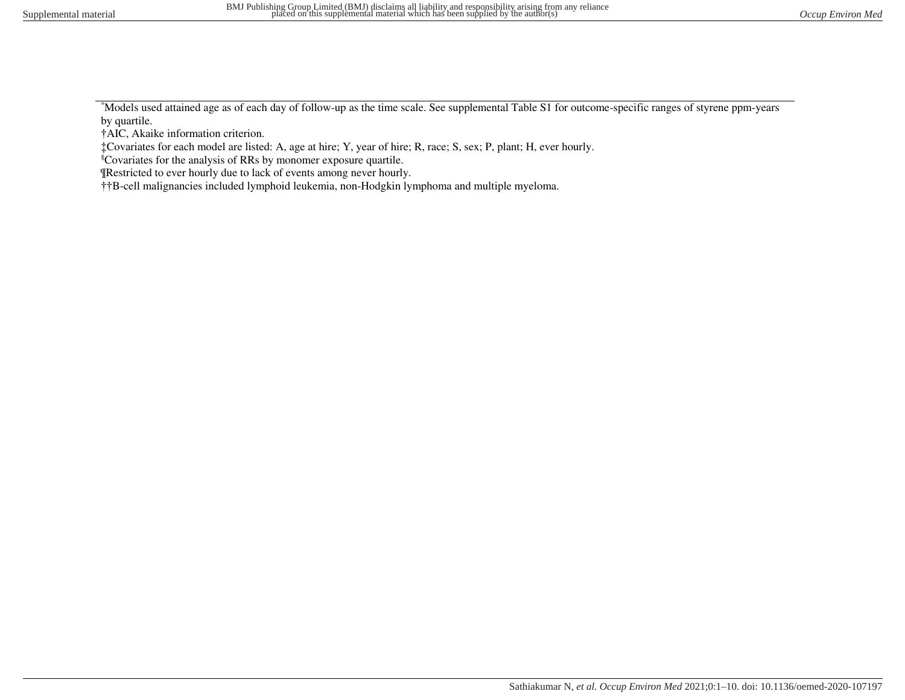*Models used attained age as of each day of follow-up as the time scale. See supplemental Table S1 for outcome-specific ranges of styrene ppm-years by quartile.

†AIC, Akaike information criterion.

‡Covariates for each model are listed: A, age at hire; Y, year of hire; R, race; S, sex; P, plant; H, ever hourly.

§Covariates for the analysis of RRs by monomer exposure quartile.

¶Restricted to ever hourly due to lack of events among never hourly.

††B-cell malignancies included lymphoid leukemia, non-Hodgkin lymphoma and multiple myeloma.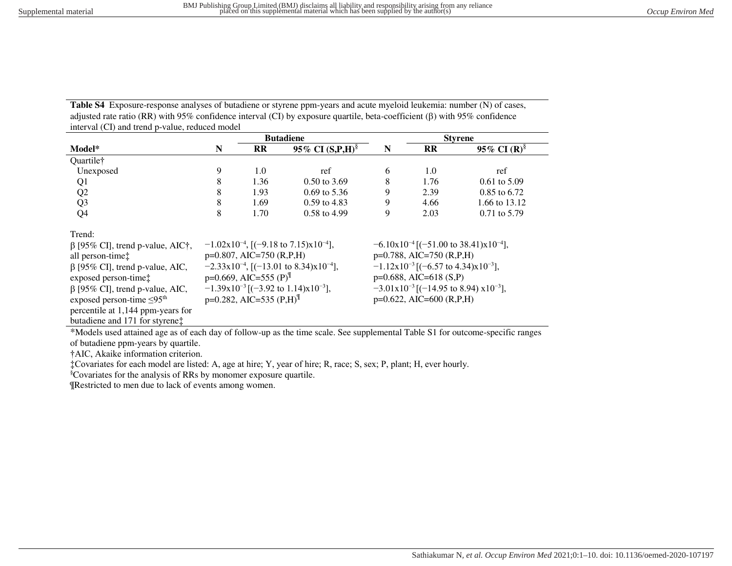**Table S4** Exposure-response analyses of butadiene or styrene ppm-years and acute myeloid leukemia: number (N) of cases, adjusted rate ratio (RR) with 95% confidence interval (CI) by exposure quartile, beta-coefficient (β) with 95% confidence interval (CI) and trend p-value, reduced model

| | Butadiene | | | Styrene | | |
|---|---|---|---|---|---|---|
| **Model*** | **N** | **RR** | **95% CI (S,P,H)**[§] | **N** | **RR** | **95% CI (R)**[§] |
| Quartile† | | | | | | |
| Unexposed | 9 | 1.0 | ref | 6 | 1.0 | ref |
| Q1 | 8 | 1.36 | 0.50 to 3.69 | 8 | 1.76 | 0.61 to 5.09 |
| Q2 | 8 | 1.93 | 0.69 to 5.36 | 9 | 2.39 | 0.85 to 6.72 |
| Q3 | 8 | 1.69 | 0.59 to 4.83 | 9 | 4.66 | 1.66 to 13.12 |
| Q4 | 8 | 1.70 | 0.58 to 4.99 | 9 | 2.03 | 0.71 to 5.79 |
| Trend: | | | | | | |
| β [95% CI], trend p-value, AIC†, all person-time‡ | $-1.02 \times 10^{-4}$, [($-9.18$ to $7.15$)$\times 10^{-4}$], p=0.807, AIC=750 (R,P,H) | | | $-6.10 \times 10^{-4}$ [($-51.00$ to $38.41$)$\times 10^{-4}$], p=0.788, AIC=750 (R,P,H) | | |
| β [95% CI], trend p-value, AIC, exposed person-time‡ | $-2.33 \times 10^{-4}$, [($-13.01$ to $8.34$)$\times 10^{-4}$], p=0.669, AIC=555 (P)¶ | | | $-1.12 \times 10^{-3}$ [($-6.57$ to $4.34$)$\times 10^{-3}$], p=0.688, AIC=618 (S,P) | | |
| β [95% CI], trend p-value, AIC, exposed person-time ≤95th percentile at 1,144 ppm-years for butadiene and 171 for styrene‡ | $-1.39 \times 10^{-3}$ [($-3.92$ to $1.14$)$\times 10^{-3}$], p=0.282, AIC=535 (P,H)¶ | | | $-3.01 \times 10^{-3}$ [($-14.95$ to $8.94$) $\times 10^{-3}$], p=0.622, AIC=600 (R,P,H) | | |

*Models used attained age as of each day of follow-up as the time scale. See supplemental Table S1 for outcome-specific ranges of butadiene ppm-years by quartile.

†AIC, Akaike information criterion.

‡Covariates for each model are listed: A, age at hire; Y, year of hire; R, race; S, sex; P, plant; H, ever hourly.

§Covariates for the analysis of RRs by monomer exposure quartile.

¶Restricted to men due to lack of events among women.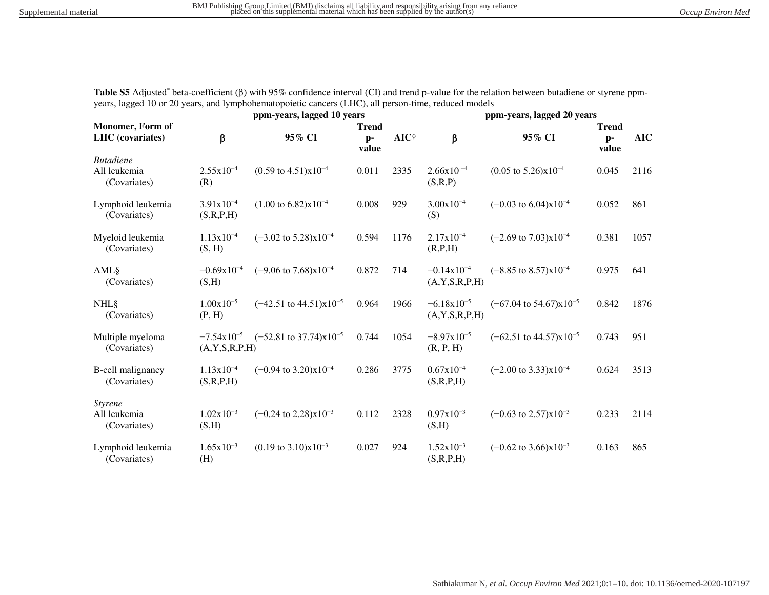**Table S5** Adjusted* beta-coefficient (β) with 95% confidence interval (CI) and trend p-value for the relation between butadiene or styrene ppm-years, lagged 10 or 20 years, and lymphohematopoietic cancers (LHC), all person-time, reduced models

| Monomer, Form of LHC (covariates) | ppm-years, lagged 10 years | | | | ppm-years, lagged 20 years | | | |
|---|---|---|---|---|---|---|---|---|
| | β | 95% CI | Trend p-value | AIC† | β | 95% CI | Trend p-value | AIC |
| *Butadiene* | | | | | | | | |
| All leukemia (Covariates) | $2.55 \times 10^{-4}$ (R) | $(0.59 \text{ to } 4.51) \times 10^{-4}$ | 0.011 | 2335 | $2.66 \times 10^{-4}$ (S,R,P) | $(0.05 \text{ to } 5.26) \times 10^{-4}$ | 0.045 | 2116 |
| Lymphoid leukemia (Covariates) | $3.91 \times 10^{-4}$ (S,R,P,H) | $(1.00 \text{ to } 6.82) \times 10^{-4}$ | 0.008 | 929 | $3.00 \times 10^{-4}$ (S) | $(-0.03 \text{ to } 6.04) \times 10^{-4}$ | 0.052 | 861 |
| Myeloid leukemia (Covariates) | $1.13 \times 10^{-4}$ (S, H) | $(-3.02 \text{ to } 5.28) \times 10^{-4}$ | 0.594 | 1176 | $2.17 \times 10^{-4}$ (R,P,H) | $(-2.69 \text{ to } 7.03) \times 10^{-4}$ | 0.381 | 1057 |
| AML§ (Covariates) | $-0.69 \times 10^{-4}$ (S,H) | $(-9.06 \text{ to } 7.68) \times 10^{-4}$ | 0.872 | 714 | $-0.14 \times 10^{-4}$ (A,Y,S,R,P,H) | $(-8.85 \text{ to } 8.57) \times 10^{-4}$ | 0.975 | 641 |
| NHL§ (Covariates) | $1.00 \times 10^{-5}$ (P, H) | $(-42.51 \text{ to } 44.51) \times 10^{-5}$ | 0.964 | 1966 | $-6.18 \times 10^{-5}$ (A,Y,S,R,P,H) | $(-67.04 \text{ to } 54.67) \times 10^{-5}$ | 0.842 | 1876 |
| Multiple myeloma (Covariates) | $-7.54 \times 10^{-5}$ (A,Y,S,R,P,H) | $(-52.81 \text{ to } 37.74) \times 10^{-5}$ | 0.744 | 1054 | $-8.97 \times 10^{-5}$ (R, P, H) | $(-62.51 \text{ to } 44.57) \times 10^{-5}$ | 0.743 | 951 |
| B-cell malignancy (Covariates) | $1.13 \times 10^{-4}$ (S,R,P,H) | $(-0.94 \text{ to } 3.20) \times 10^{-4}$ | 0.286 | 3775 | $0.67 \times 10^{-4}$ (S,R,P,H) | $(-2.00 \text{ to } 3.33) \times 10^{-4}$ | 0.624 | 3513 |
| *Styrene* | | | | | | | | |
| All leukemia (Covariates) | $1.02 \times 10^{-3}$ (S,H) | $(-0.24 \text{ to } 2.28) \times 10^{-3}$ | 0.112 | 2328 | $0.97 \times 10^{-3}$ (S,H) | $(-0.63 \text{ to } 2.57) \times 10^{-3}$ | 0.233 | 2114 |
| Lymphoid leukemia (Covariates) | $1.65 \times 10^{-3}$ (H) | $(0.19 \text{ to } 3.10) \times 10^{-3}$ | 0.027 | 924 | $1.52 \times 10^{-3}$ (S,R,P,H) | $(-0.62 \text{ to } 3.66) \times 10^{-3}$ | 0.163 | 865 |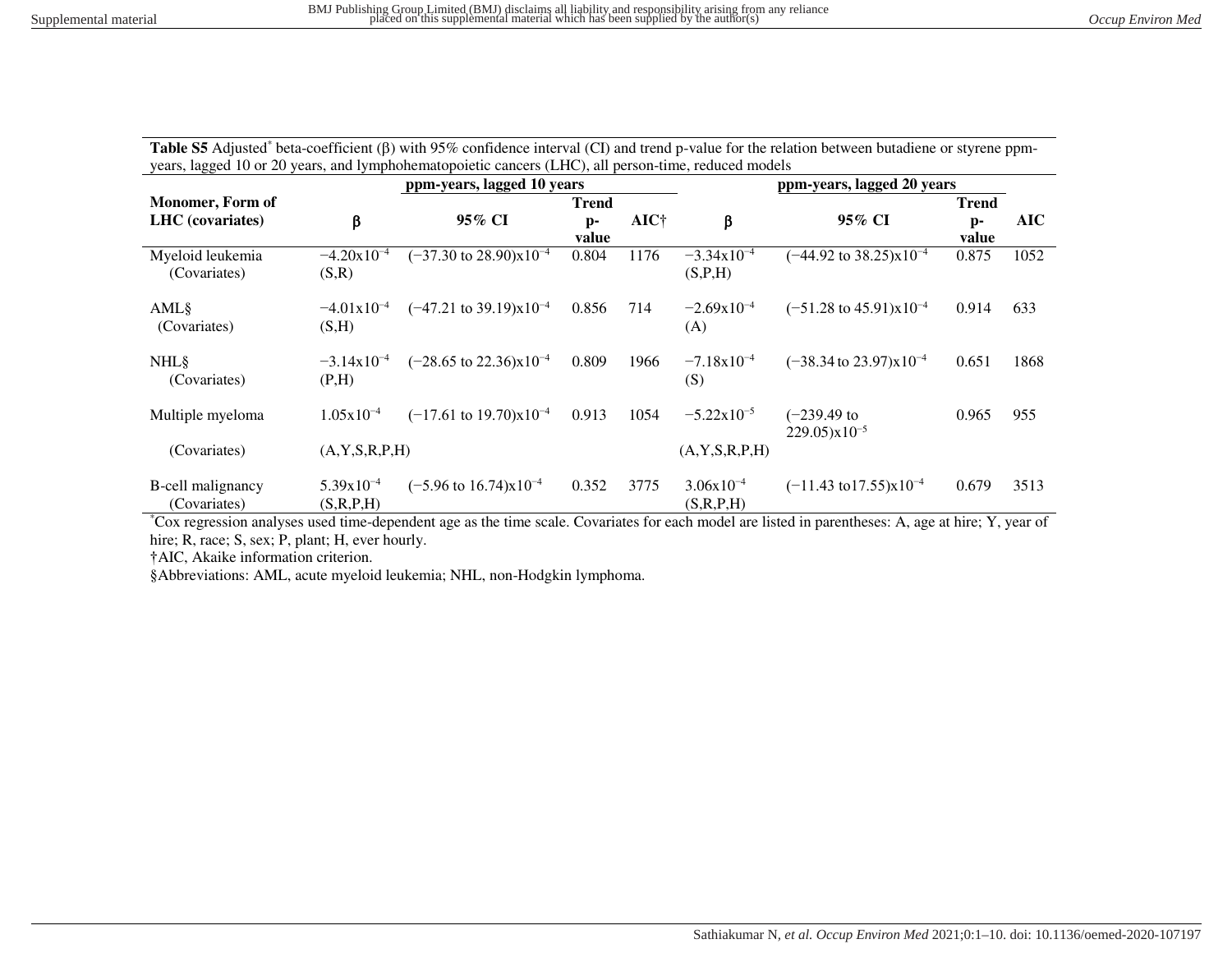**Table S5** Adjusted* beta-coefficient (β) with 95% confidence interval (CI) and trend p-value for the relation between butadiene or styrene ppm-years, lagged 10 or 20 years, and lymphohematopoietic cancers (LHC), all person-time, reduced models

| Monomer, Form of LHC (covariates) | ppm-years, lagged 10 years | | | | ppm-years, lagged 20 years | | | |
|---|---|---|---|---|---|---|---|---|
| | β | 95% CI | Trend p-value | AIC† | β | 95% CI | Trend p-value | AIC |
| Myeloid leukemia (Covariates) | $-4.20\text{x}10^{-4}$ (S,R) | $(-37.30 \text{ to } 28.90)\text{x}10^{-4}$ | 0.804 | 1176 | $-3.34\text{x}10^{-4}$ (S,P,H) | $(-44.92 \text{ to } 38.25)\text{x}10^{-4}$ | 0.875 | 1052 |
| AML§ (Covariates) | $-4.01\text{x}10^{-4}$ (S,H) | $(-47.21 \text{ to } 39.19)\text{x}10^{-4}$ | 0.856 | 714 | $-2.69\text{x}10^{-4}$ (A) | $(-51.28 \text{ to } 45.91)\text{x}10^{-4}$ | 0.914 | 633 |
| NHL§ (Covariates) | $-3.14\text{x}10^{-4}$ (P,H) | $(-28.65 \text{ to } 22.36)\text{x}10^{-4}$ | 0.809 | 1966 | $-7.18\text{x}10^{-4}$ (S) | $(-38.34 \text{ to } 23.97)\text{x}10^{-4}$ | 0.651 | 1868 |
| Multiple myeloma (Covariates) | $1.05\text{x}10^{-4}$ (A,Y,S,R,P,H) | $(-17.61 \text{ to } 19.70)\text{x}10^{-4}$ | 0.913 | 1054 | $-5.22\text{x}10^{-5}$ (A,Y,S,R,P,H) | $(-239.49 \text{ to } 229.05)\text{x}10^{-5}$ | 0.965 | 955 |
| B-cell malignancy (Covariates) | $5.39\text{x}10^{-4}$ (S,R,P,H) | $(-5.96 \text{ to } 16.74)\text{x}10^{-4}$ | 0.352 | 3775 | $3.06\text{x}10^{-4}$ (S,R,P,H) | $(-11.43 \text{ to} 17.55)\text{x}10^{-4}$ | 0.679 | 3513 |

*Cox regression analyses used time-dependent age as the time scale. Covariates for each model are listed in parentheses: A, age at hire; Y, year of hire; R, race; S, sex; P, plant; H, ever hourly.

†AIC, Akaike information criterion.

§Abbreviations: AML, acute myeloid leukemia; NHL, non-Hodgkin lymphoma.